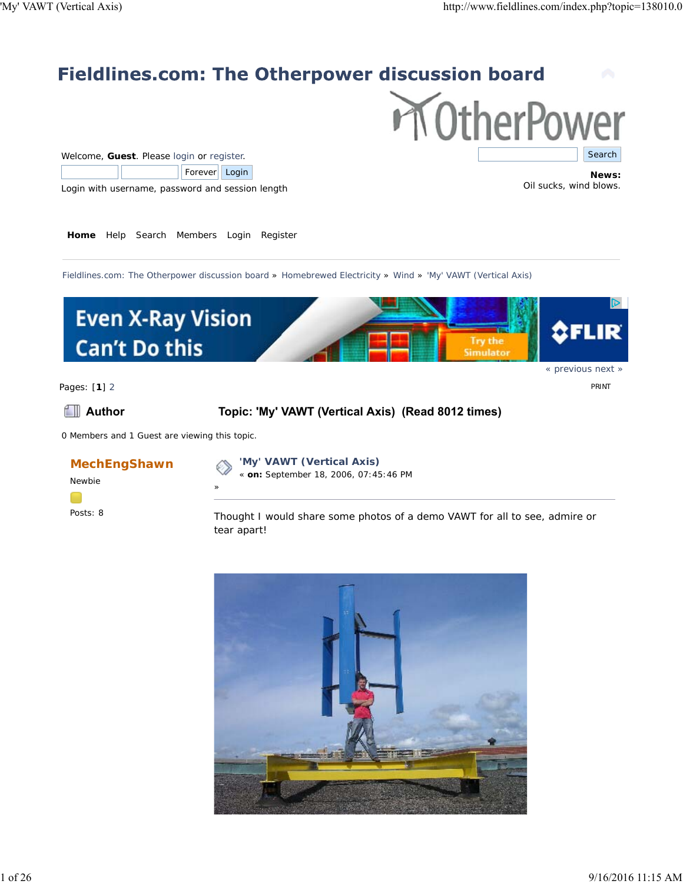# Fieldlines.com: The Otherpower discussion board

Welcome, **Guest**. Please login or register.

Forever Login

Login with username, password and session length

Search

**News:**
Oil sucks, wind blows.

**Home** Help Search Members Login Register

Fieldlines.com: The Otherpower discussion board » Homebrewed Electricity » Wind » 'My' VAWT (Vertical Axis)

« previous next »

Pages: [**1**] 2

PRINT

**Author** **Topic: 'My' VAWT (Vertical Axis) (Read 8012 times)**

0 Members and 1 Guest are viewing this topic.

**MechEngShawn**
Newbie

Posts: 8

**'My' VAWT (Vertical Axis)**
« **on:** September 18, 2006, 07:45:46 PM »

Thought I would share some photos of a demo VAWT for all to see, admire or tear apart!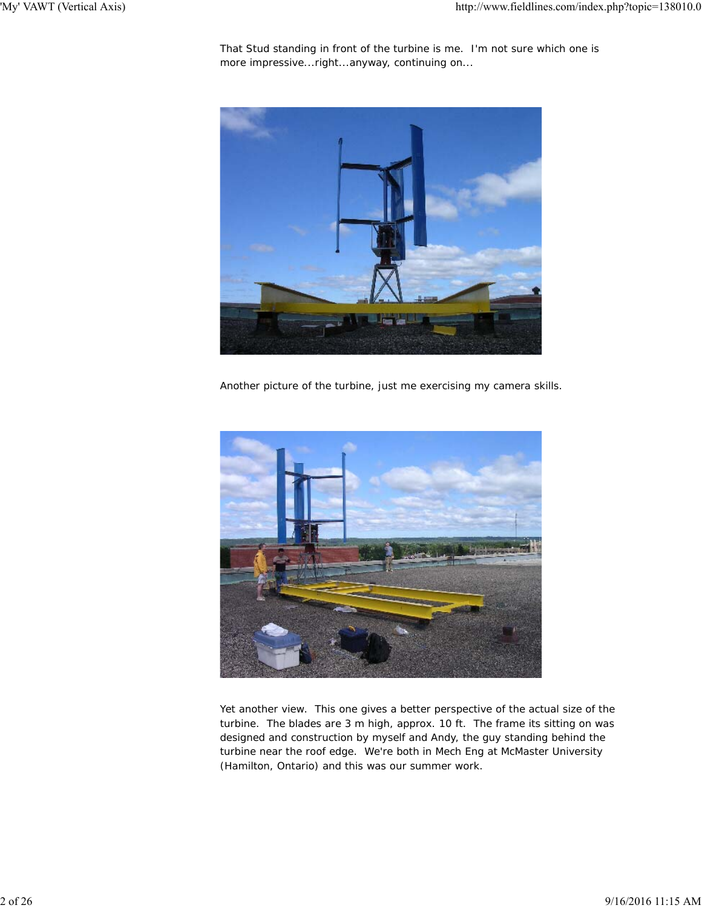That Stud standing in front of the turbine is me.  I'm not sure which one is more impressive...right...anyway, continuing on...

Another picture of the turbine, just me exercising my camera skills.

Yet another view.  This one gives a better perspective of the actual size of the turbine.  The blades are 3 m high, approx. 10 ft.  The frame its sitting on was designed and construction by myself and Andy, the guy standing behind the turbine near the roof edge.  We're both in Mech Eng at McMaster University (Hamilton, Ontario) and this was our summer work.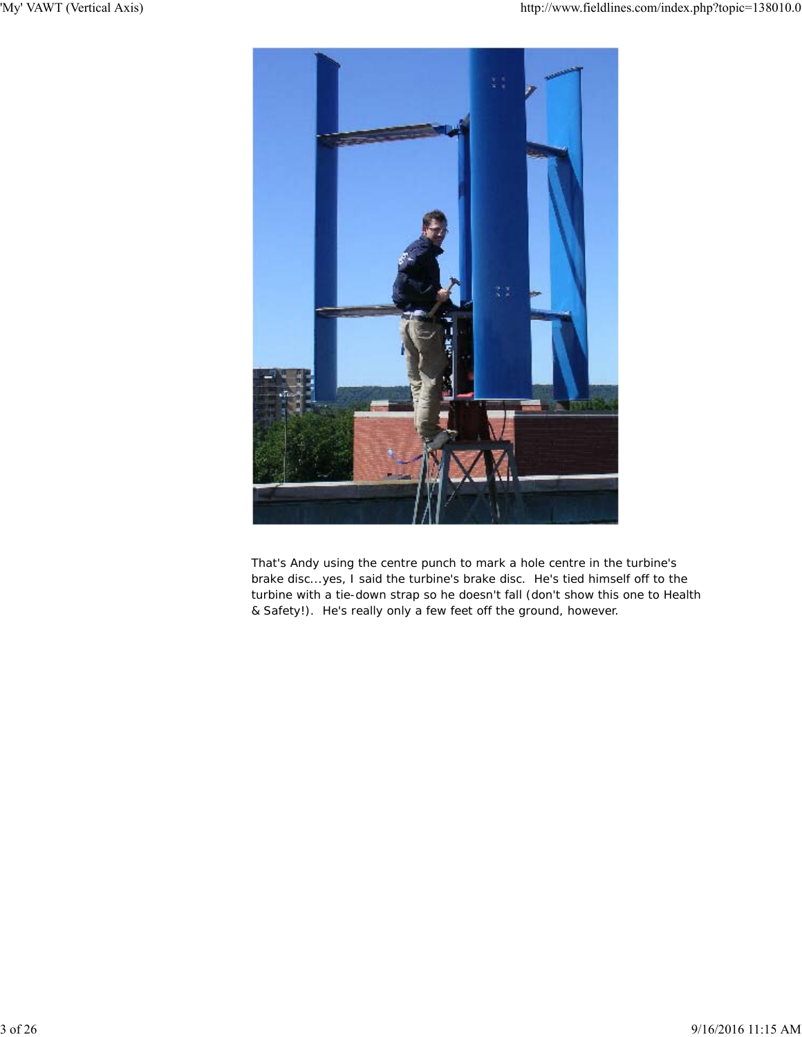That's Andy using the centre punch to mark a hole centre in the turbine's brake disc...yes, I said the turbine's brake disc.  He's tied himself off to the turbine with a tie-down strap so he doesn't fall (don't show this one to Health & Safety!).  He's really only a few feet off the ground, however.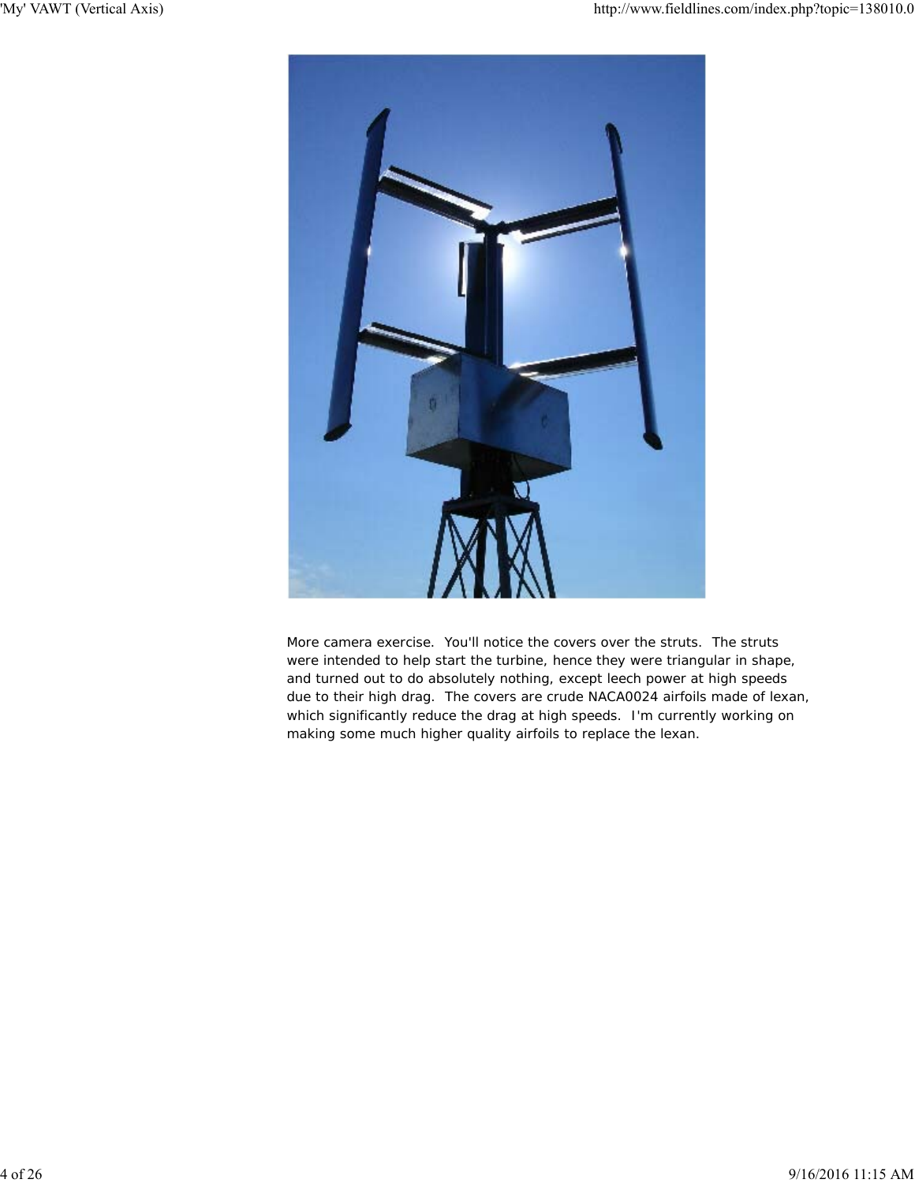More camera exercise. You'll notice the covers over the struts. The struts were intended to help start the turbine, hence they were triangular in shape, and turned out to do absolutely nothing, except leech power at high speeds due to their high drag. The covers are crude NACA0024 airfoils made of lexan, which significantly reduce the drag at high speeds. I'm currently working on making some much higher quality airfoils to replace the lexan.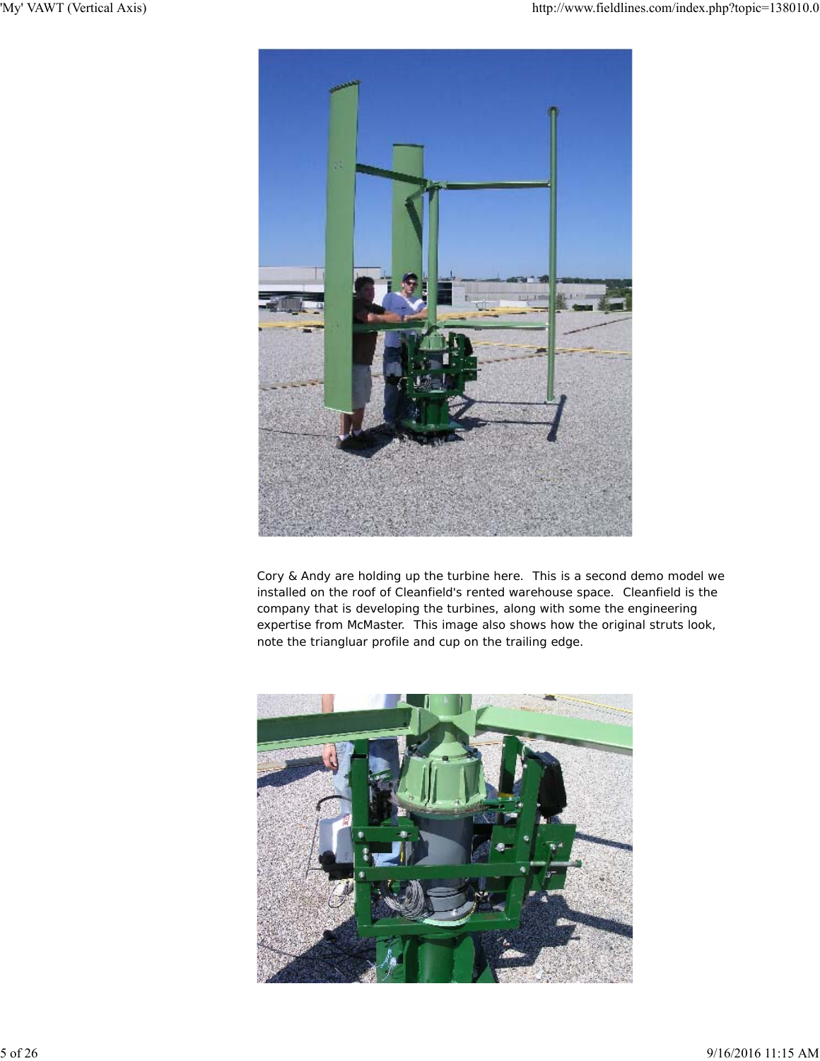Cory & Andy are holding up the turbine here.  This is a second demo model we installed on the roof of Cleanfield's rented warehouse space.  Cleanfield is the company that is developing the turbines, along with some the engineering expertise from McMaster.  This image also shows how the original struts look, note the triangluar profile and cup on the trailing edge.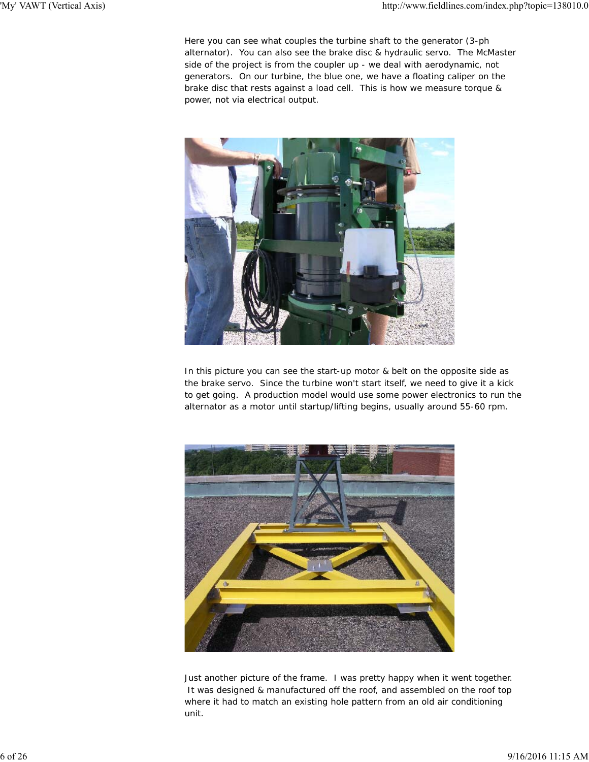Here you can see what couples the turbine shaft to the generator (3-ph alternator). You can also see the brake disc & hydraulic servo. The McMaster side of the project is from the coupler up - we deal with aerodynamic, not generators. On our turbine, the blue one, we have a floating caliper on the brake disc that rests against a load cell. This is how we measure torque & power, not via electrical output.

In this picture you can see the start-up motor & belt on the opposite side as the brake servo. Since the turbine won't start itself, we need to give it a kick to get going. A production model would use some power electronics to run the alternator as a motor until startup/lifting begins, usually around 55-60 rpm.

Just another picture of the frame. I was pretty happy when it went together. It was designed & manufactured off the roof, and assembled on the roof top where it had to match an existing hole pattern from an old air conditioning unit.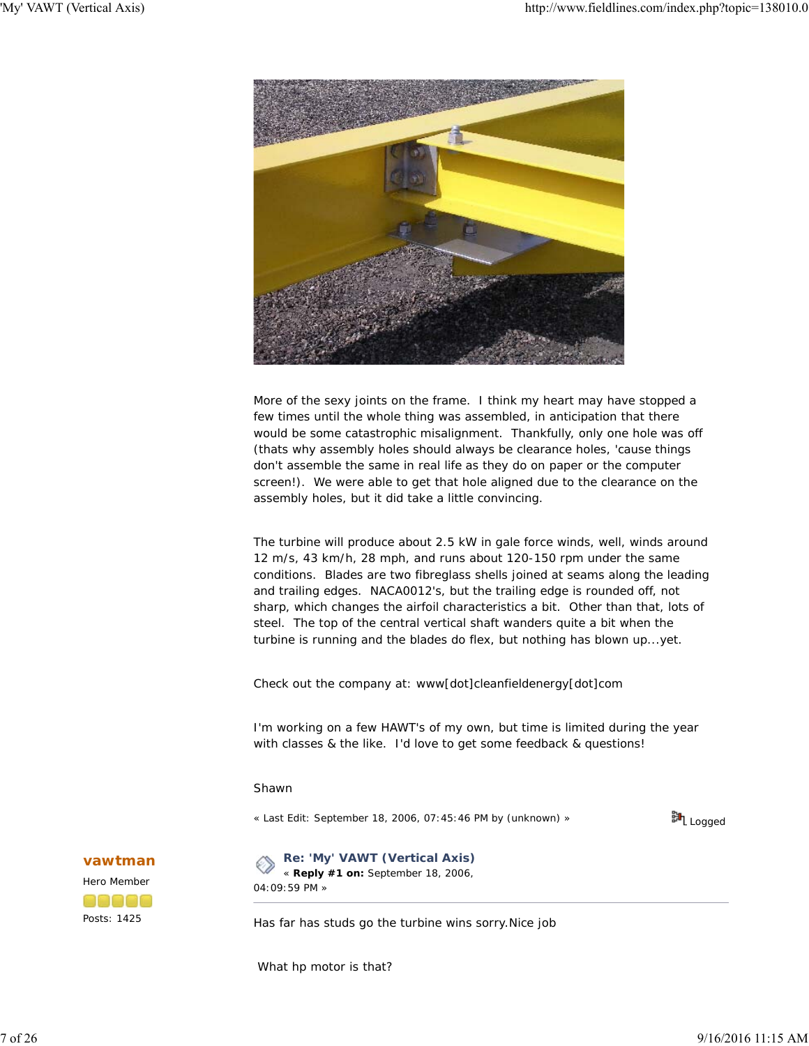More of the sexy joints on the frame. I think my heart may have stopped a few times until the whole thing was assembled, in anticipation that there would be some catastrophic misalignment. Thankfully, only one hole was off (thats why assembly holes should always be clearance holes, 'cause things don't assemble the same in real life as they do on paper or the computer screen!). We were able to get that hole aligned due to the clearance on the assembly holes, but it did take a little convincing.

The turbine will produce about 2.5 kW in gale force winds, well, winds around 12 m/s, 43 km/h, 28 mph, and runs about 120-150 rpm under the same conditions. Blades are two fibreglass shells joined at seams along the leading and trailing edges. NACA0012's, but the trailing edge is rounded off, not sharp, which changes the airfoil characteristics a bit. Other than that, lots of steel. The top of the central vertical shaft wanders quite a bit when the turbine is running and the blades do flex, but nothing has blown up...yet.

Check out the company at: www[dot]cleanfieldenergy[dot]com

I'm working on a few HAWT's of my own, but time is limited during the year with classes & the like. I'd love to get some feedback & questions!

Shawn

« Last Edit: September 18, 2006, 07:45:46 PM by (unknown) » Logged

**vawtman**
Hero Member
Posts: 1425

### Re: 'My' VAWT (Vertical Axis)

« **Reply #1 on:** September 18, 2006, 04:09:59 PM »

Has far has studs go the turbine wins sorry.Nice job

What hp motor is that?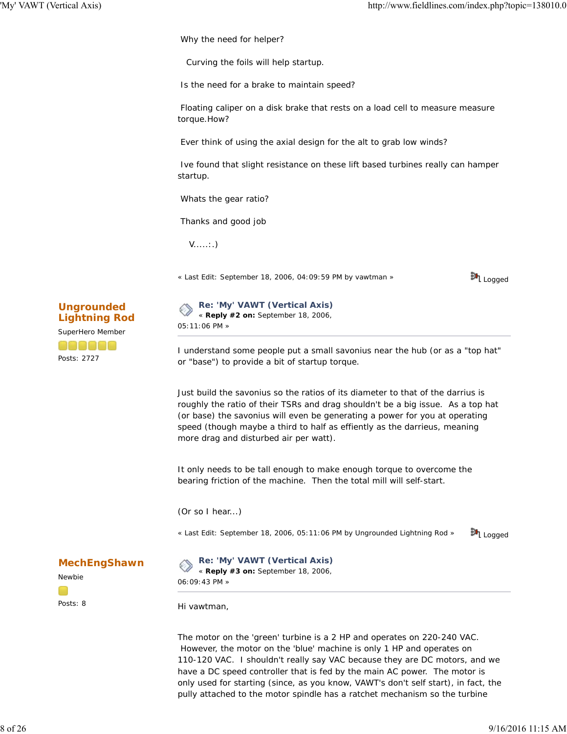Why the need for helper?

Curving the foils will help startup.

Is the need for a brake to maintain speed?

Floating caliper on a disk brake that rests on a load cell to measure measure torque.How?

Ever think of using the axial design for the alt to grab low winds?

Ive found that slight resistance on these lift based turbines really can hamper startup.

Whats the gear ratio?

Thanks and good job

V.....:.)

« Last Edit: September 18, 2006, 04:09:59 PM by vawtman » Logged

**Ungrounded Lightning Rod**
SuperHero Member
Posts: 2727

### Re: 'My' VAWT (Vertical Axis)
« **Reply #2 on:** September 18, 2006, 05:11:06 PM »

I understand some people put a small savonius near the hub (or as a "top hat" or "base") to provide a bit of startup torque.

Just build the savonius so the ratios of its diameter to that of the darrius is roughly the ratio of their TSRs and drag shouldn't be a big issue. As a top hat (or base) the savonius will even be generating a power for you at operating speed (though maybe a third to half as effiently as the darrieus, meaning more drag and disturbed air per watt).

It only needs to be tall enough to make enough torque to overcome the bearing friction of the machine. Then the total mill will self-start.

(Or so I hear...)

« Last Edit: September 18, 2006, 05:11:06 PM by Ungrounded Lightning Rod » Logged

**MechEngShawn**
Newbie
Posts: 8

### Re: 'My' VAWT (Vertical Axis)
« **Reply #3 on:** September 18, 2006, 06:09:43 PM »

Hi vawtman,

The motor on the 'green' turbine is a 2 HP and operates on 220-240 VAC. However, the motor on the 'blue' machine is only 1 HP and operates on 110-120 VAC. I shouldn't really say VAC because they are DC motors, and we have a DC speed controller that is fed by the main AC power. The motor is only used for starting (since, as you know, VAWT's don't self start), in fact, the pully attached to the motor spindle has a ratchet mechanism so the turbine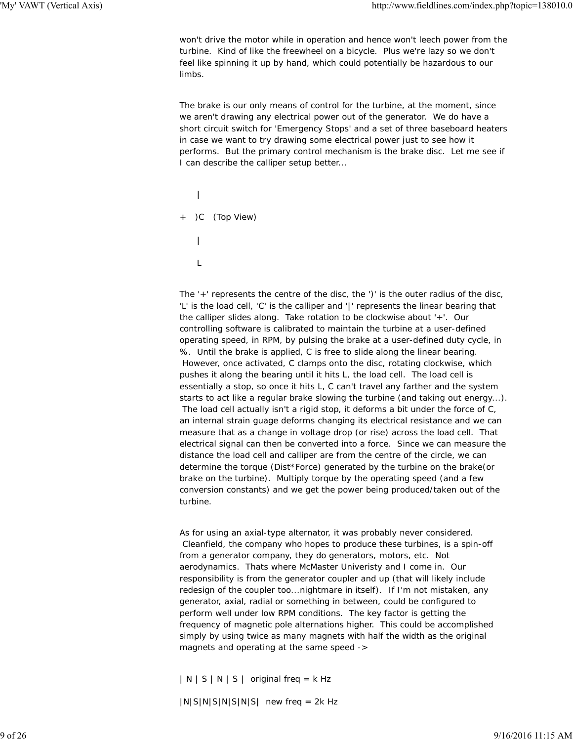won't drive the motor while in operation and hence won't leech power from the turbine. Kind of like the freewheel on a bicycle. Plus we're lazy so we don't feel like spinning it up by hand, which could potentially be hazardous to our limbs.

The brake is our only means of control for the turbine, at the moment, since we aren't drawing any electrical power out of the generator. We do have a short circuit switch for 'Emergency Stops' and a set of three baseboard heaters in case we want to try drawing some electrical power just to see how it performs. But the primary control mechanism is the brake disc. Let me see if I can describe the calliper setup better...

```
    |
+   )C   (Top View)
    |
    L
```

The '+' represents the centre of the disc, the ')' is the outer radius of the disc, 'L' is the load cell, 'C' is the calliper and '|' represents the linear bearing that the calliper slides along. Take rotation to be clockwise about '+'. Our controlling software is calibrated to maintain the turbine at a user-defined operating speed, in RPM, by pulsing the brake at a user-defined duty cycle, in %. Until the brake is applied, C is free to slide along the linear bearing. However, once activated, C clamps onto the disc, rotating clockwise, which pushes it along the bearing until it hits L, the load cell. The load cell is essentially a stop, so once it hits L, C can't travel any farther and the system starts to act like a regular brake slowing the turbine (and taking out energy...). The load cell actually isn't a rigid stop, it deforms a bit under the force of C, an internal strain guage deforms changing its electrical resistance and we can measure that as a change in voltage drop (or rise) across the load cell. That electrical signal can then be converted into a force. Since we can measure the distance the load cell and calliper are from the centre of the circle, we can determine the torque (Dist*Force) generated by the turbine on the brake(or brake on the turbine). Multiply torque by the operating speed (and a few conversion constants) and we get the power being produced/taken out of the turbine.

As for using an axial-type alternator, it was probably never considered. Cleanfield, the company who hopes to produce these turbines, is a spin-off from a generator company, they do generators, motors, etc. Not aerodynamics. Thats where McMaster Univeristy and I come in. Our responsibility is from the generator coupler and up (that will likely include redesign of the coupler too...nightmare in itself). If I'm not mistaken, any generator, axial, radial or something in between, could be configured to perform well under low RPM conditions. The key factor is getting the frequency of magnetic pole alternations higher. This could be accomplished simply by using twice as many magnets with half the width as the original magnets and operating at the same speed ->

```
| N | S | N | S |  original freq = k Hz

|N|S|N|S|N|S|N|S|  new freq = 2k Hz
```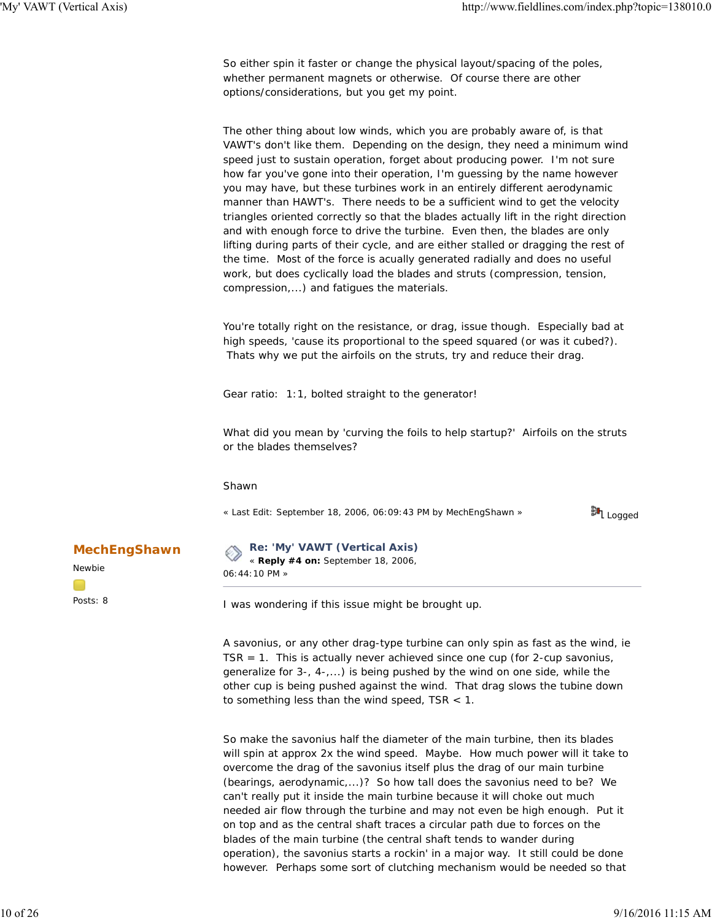So either spin it faster or change the physical layout/spacing of the poles, whether permanent magnets or otherwise. Of course there are other options/considerations, but you get my point.

The other thing about low winds, which you are probably aware of, is that VAWT's don't like them. Depending on the design, they need a minimum wind speed just to sustain operation, forget about producing power. I'm not sure how far you've gone into their operation, I'm guessing by the name however you may have, but these turbines work in an entirely different aerodynamic manner than HAWT's. There needs to be a sufficient wind to get the velocity triangles oriented correctly so that the blades actually lift in the right direction and with enough force to drive the turbine. Even then, the blades are only lifting during parts of their cycle, and are either stalled or dragging the rest of the time. Most of the force is acually generated radially and does no useful work, but does cyclically load the blades and struts (compression, tension, compression,...) and fatigues the materials.

You're totally right on the resistance, or drag, issue though. Especially bad at high speeds, 'cause its proportional to the speed squared (or was it cubed?). Thats why we put the airfoils on the struts, try and reduce their drag.

Gear ratio: 1:1, bolted straight to the generator!

What did you mean by 'curving the foils to help startup?' Airfoils on the struts or the blades themselves?

Shawn

« Last Edit: September 18, 2006, 06:09:43 PM by MechEngShawn »

Logged

**MechEngShawn**

Newbie

Posts: 8

## Re: 'My' VAWT (Vertical Axis)

« **Reply #4 on:** September 18, 2006, 06:44:10 PM »

I was wondering if this issue might be brought up.

A savonius, or any other drag-type turbine can only spin as fast as the wind, ie TSR = 1. This is actually never achieved since one cup (for 2-cup savonius, generalize for 3-, 4-,...) is being pushed by the wind on one side, while the other cup is being pushed against the wind. That drag slows the tubine down to something less than the wind speed, TSR < 1.

So make the savonius half the diameter of the main turbine, then its blades will spin at approx 2x the wind speed. Maybe. How much power will it take to overcome the drag of the savonius itself plus the drag of our main turbine (bearings, aerodynamic,...)? So how tall does the savonius need to be? We can't really put it inside the main turbine because it will choke out much needed air flow through the turbine and may not even be high enough. Put it on top and as the central shaft traces a circular path due to forces on the blades of the main turbine (the central shaft tends to wander during operation), the savonius starts a rockin' in a major way. It still could be done however. Perhaps some sort of clutching mechanism would be needed so that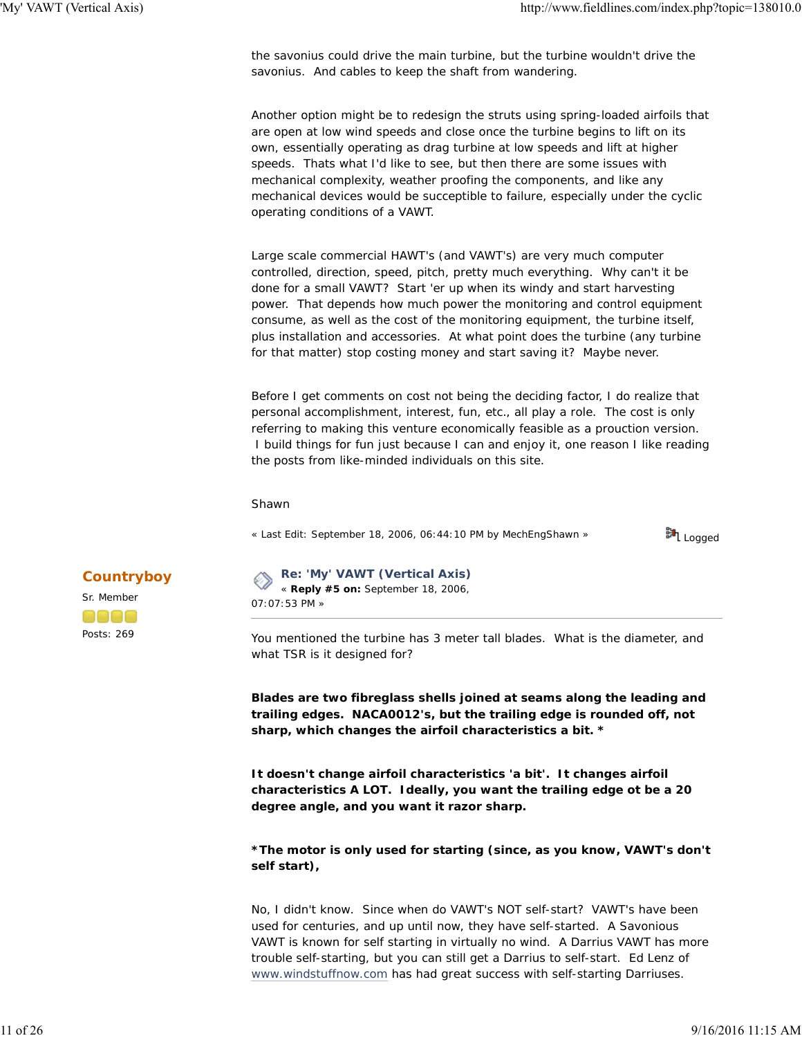the savonius could drive the main turbine, but the turbine wouldn't drive the savonius. And cables to keep the shaft from wandering.

Another option might be to redesign the struts using spring-loaded airfoils that are open at low wind speeds and close once the turbine begins to lift on its own, essentially operating as drag turbine at low speeds and lift at higher speeds. Thats what I'd like to see, but then there are some issues with mechanical complexity, weather proofing the components, and like any mechanical devices would be succeptible to failure, especially under the cyclic operating conditions of a VAWT.

Large scale commercial HAWT's (and VAWT's) are very much computer controlled, direction, speed, pitch, pretty much everything. Why can't it be done for a small VAWT? Start 'er up when its windy and start harvesting power. That depends how much power the monitoring and control equipment consume, as well as the cost of the monitoring equipment, the turbine itself, plus installation and accessories. At what point does the turbine (any turbine for that matter) stop costing money and start saving it? Maybe never.

Before I get comments on cost not being the deciding factor, I do realize that personal accomplishment, interest, fun, etc., all play a role. The cost is only referring to making this venture economically feasible as a proution version. I build things for fun just because I can and enjoy it, one reason I like reading the posts from like-minded individuals on this site.

Shawn

« Last Edit: September 18, 2006, 06:44:10 PM by MechEngShawn » Logged

**Countryboy**
Sr. Member
Posts: 269

**Re: 'My' VAWT (Vertical Axis)**
« **Reply #5 on:** September 18, 2006, 07:07:53 PM »

You mentioned the turbine has 3 meter tall blades. What is the diameter, and what TSR is it designed for?

**Blades are two fibreglass shells joined at seams along the leading and trailing edges. NACA0012's, but the trailing edge is rounded off, not sharp, which changes the airfoil characteristics a bit. ***

**It doesn't change airfoil characteristics 'a bit'. It changes airfoil characteristics A LOT. Ideally, you want the trailing edge ot be a 20 degree angle, and you want it razor sharp.**

***The motor is only used for starting (since, as you know, VAWT's don't self start),**

No, I didn't know. Since when do VAWT's NOT self-start? VAWT's have been used for centuries, and up until now, they have self-started. A Savonious VAWT is known for self starting in virtually no wind. A Darrius VAWT has more trouble self-starting, but you can still get a Darrius to self-start. Ed Lenz of www.windstuffnow.com has had great success with self-starting Darriuses.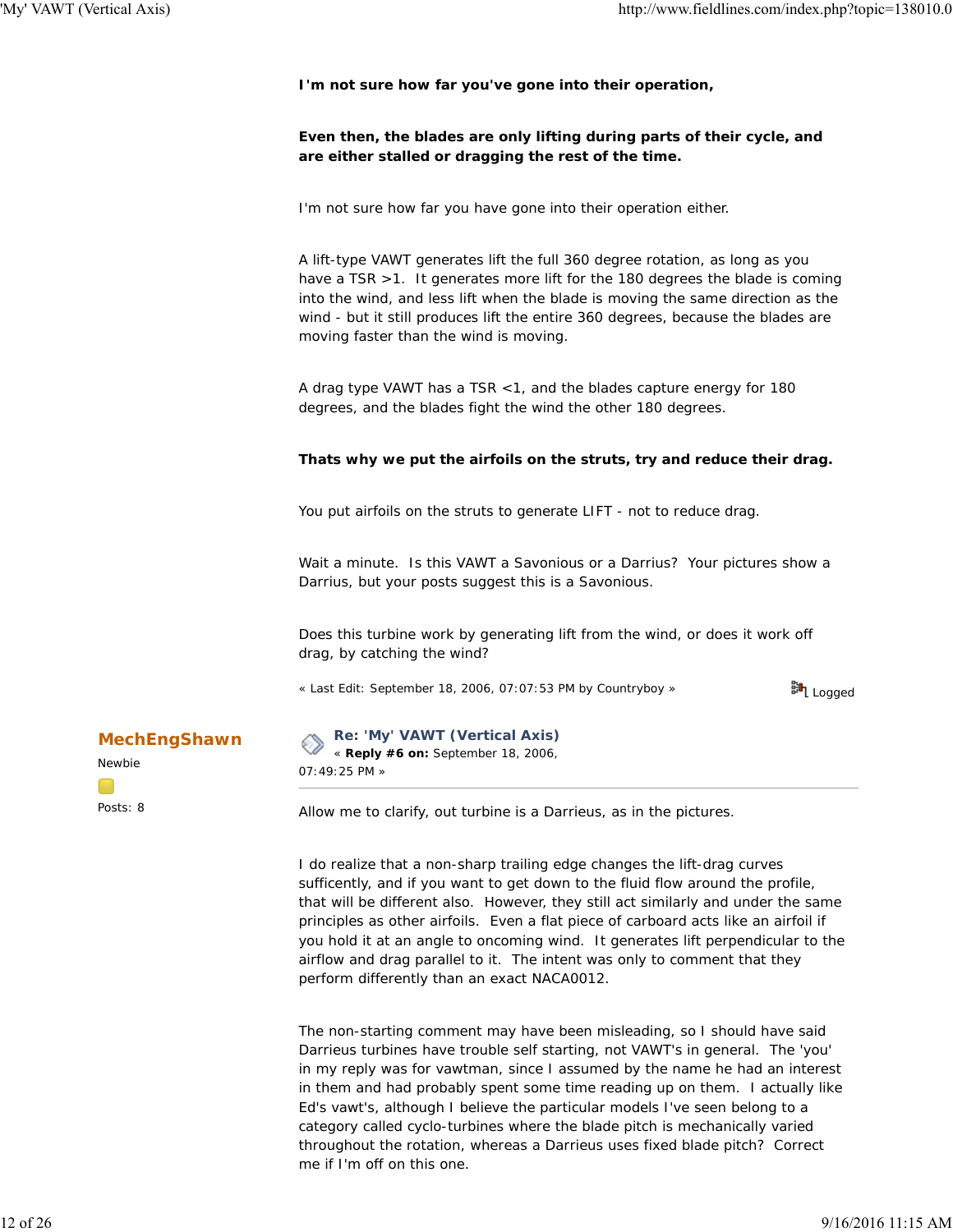**I'm not sure how far you've gone into their operation,**

**Even then, the blades are only lifting during parts of their cycle, and are either stalled or dragging the rest of the time.**

I'm not sure how far you have gone into their operation either.

A lift-type VAWT generates lift the full 360 degree rotation, as long as you have a TSR >1. It generates more lift for the 180 degrees the blade is coming into the wind, and less lift when the blade is moving the same direction as the wind - but it still produces lift the entire 360 degrees, because the blades are moving faster than the wind is moving.

A drag type VAWT has a TSR <1, and the blades capture energy for 180 degrees, and the blades fight the wind the other 180 degrees.

**Thats why we put the airfoils on the struts, try and reduce their drag.**

You put airfoils on the struts to generate LIFT - not to reduce drag.

Wait a minute. Is this VAWT a Savonious or a Darrius? Your pictures show a Darrius, but your posts suggest this is a Savonious.

Does this turbine work by generating lift from the wind, or does it work off drag, by catching the wind?

« Last Edit: September 18, 2006, 07:07:53 PM by Countryboy » Logged

**MechEngShawn**
Newbie
Posts: 8

### Re: 'My' VAWT (Vertical Axis)
« **Reply #6 on:** September 18, 2006, 07:49:25 PM »

Allow me to clarify, out turbine is a Darrieus, as in the pictures.

I do realize that a non-sharp trailing edge changes the lift-drag curves sufficently, and if you want to get down to the fluid flow around the profile, that will be different also. However, they still act similarly and under the same principles as other airfoils. Even a flat piece of carboard acts like an airfoil if you hold it at an angle to oncoming wind. It generates lift perpendicular to the airflow and drag parallel to it. The intent was only to comment that they perform differently than an exact NACA0012.

The non-starting comment may have been misleading, so I should have said Darrieus turbines have trouble self starting, not VAWT's in general. The 'you' in my reply was for vawtman, since I assumed by the name he had an interest in them and had probably spent some time reading up on them. I actually like Ed's vawt's, although I believe the particular models I've seen belong to a category called cyclo-turbines where the blade pitch is mechanically varied throughout the rotation, whereas a Darrieus uses fixed blade pitch? Correct me if I'm off on this one.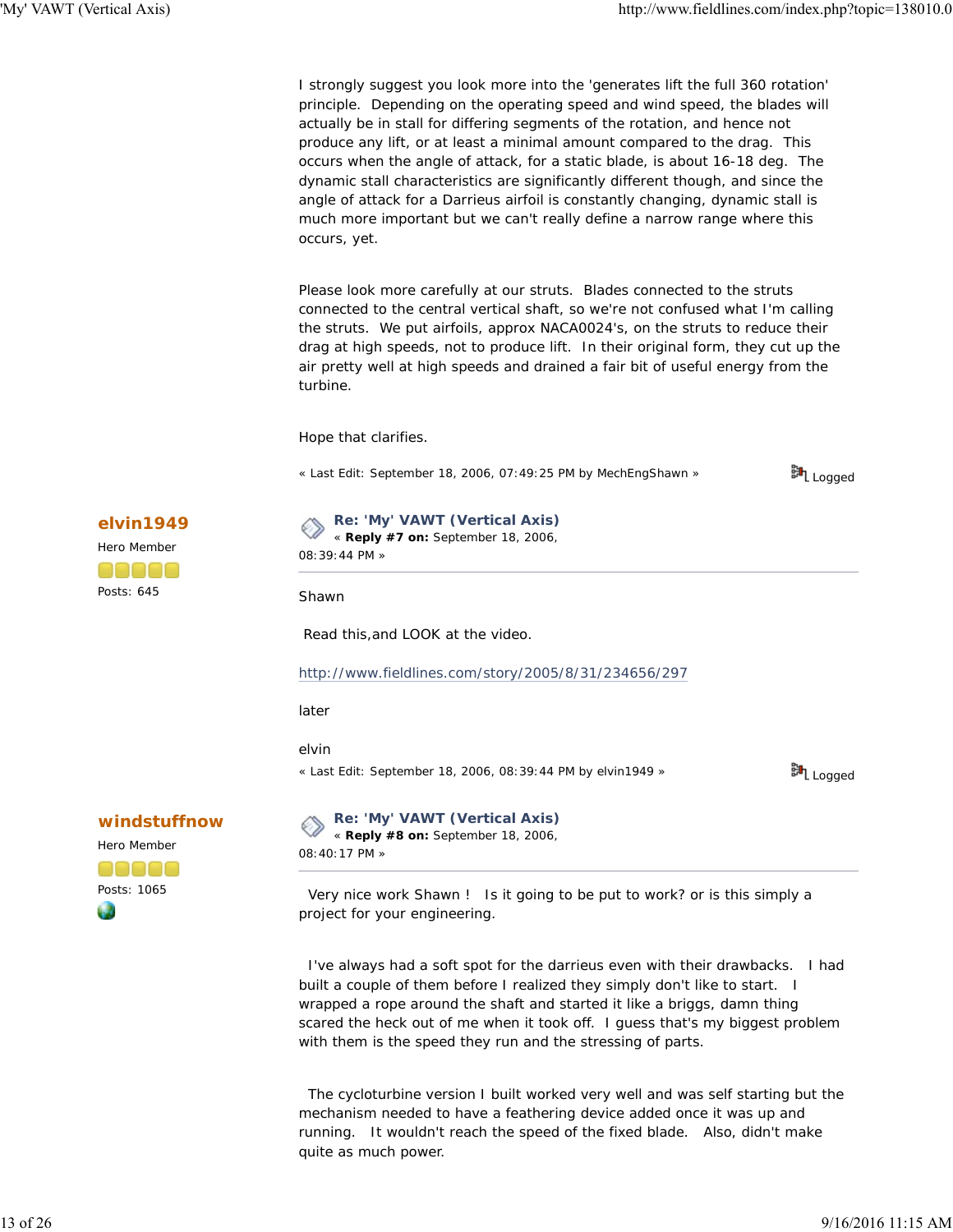I strongly suggest you look more into the 'generates lift the full 360 rotation' principle. Depending on the operating speed and wind speed, the blades will actually be in stall for differing segments of the rotation, and hence not produce any lift, or at least a minimal amount compared to the drag. This occurs when the angle of attack, for a static blade, is about 16-18 deg. The dynamic stall characteristics are significantly different though, and since the angle of attack for a Darrieus airfoil is constantly changing, dynamic stall is much more important but we can't really define a narrow range where this occurs, yet.

Please look more carefully at our struts. Blades connected to the struts connected to the central vertical shaft, so we're not confused what I'm calling the struts. We put airfoils, approx NACA0024's, on the struts to reduce their drag at high speeds, not to produce lift. In their original form, they cut up the air pretty well at high speeds and drained a fair bit of useful energy from the turbine.

Hope that clarifies.

« Last Edit: September 18, 2006, 07:49:25 PM by MechEngShawn » Logged

**elvin1949**
Hero Member
Posts: 645

### Re: 'My' VAWT (Vertical Axis)
« **Reply #7 on:** September 18, 2006, 08:39:44 PM »

Shawn

Read this,and LOOK at the video.

http://www.fieldlines.com/story/2005/8/31/234656/297

later

elvin

« Last Edit: September 18, 2006, 08:39:44 PM by elvin1949 » Logged

**windstuffnow**
Hero Member
Posts: 1065

### Re: 'My' VAWT (Vertical Axis)
« **Reply #8 on:** September 18, 2006, 08:40:17 PM »

Very nice work Shawn ! Is it going to be put to work? or is this simply a project for your engineering.

I've always had a soft spot for the darrieus even with their drawbacks. I had built a couple of them before I realized they simply don't like to start. I wrapped a rope around the shaft and started it like a briggs, damn thing scared the heck out of me when it took off. I guess that's my biggest problem with them is the speed they run and the stressing of parts.

The cycloturbine version I built worked very well and was self starting but the mechanism needed to have a feathering device added once it was up and running. It wouldn't reach the speed of the fixed blade. Also, didn't make quite as much power.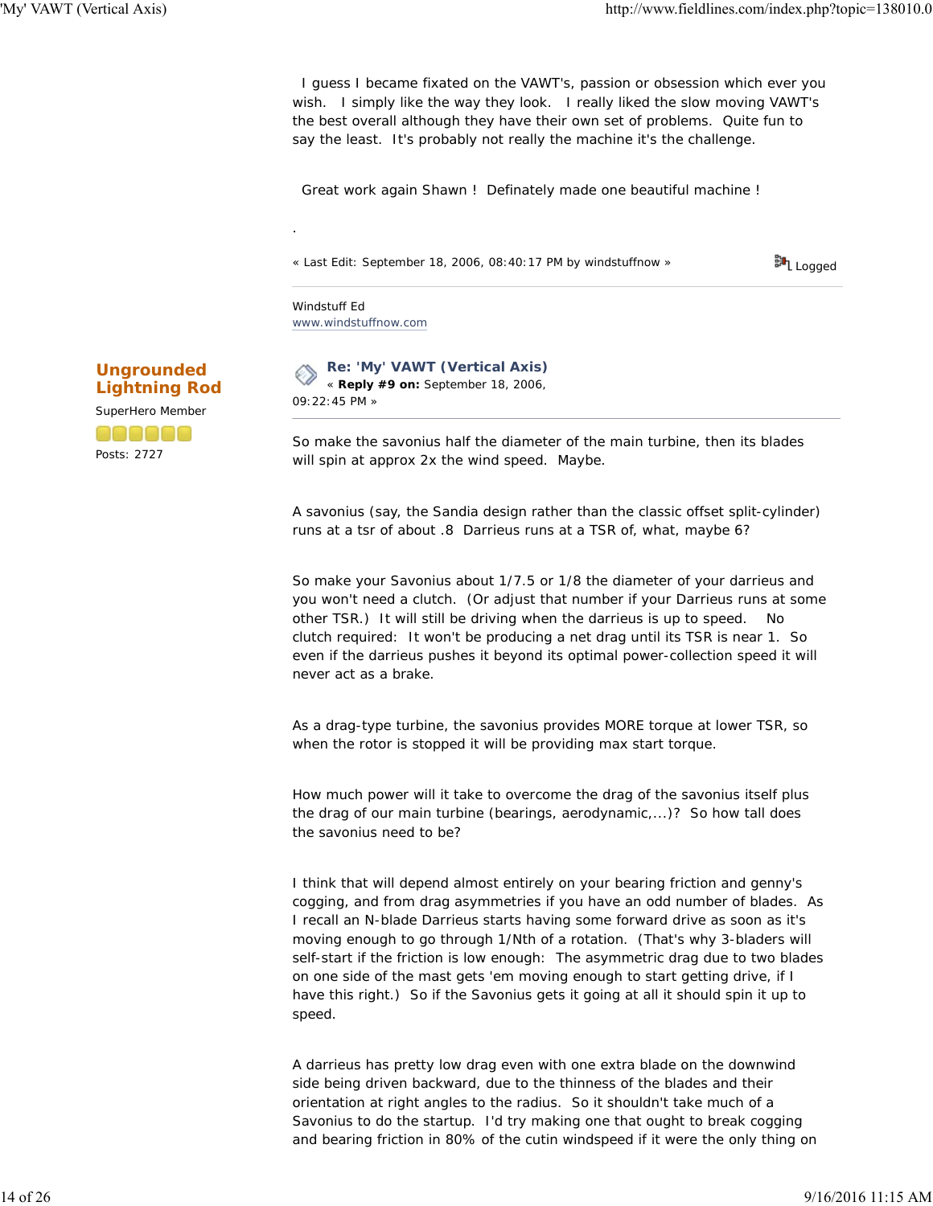I guess I became fixated on the VAWT's, passion or obsession which ever you wish. I simply like the way they look. I really liked the slow moving VAWT's the best overall although they have their own set of problems. Quite fun to say the least. It's probably not really the machine it's the challenge.

Great work again Shawn ! Definately made one beautiful machine !

.

« Last Edit: September 18, 2006, 08:40:17 PM by windstuffnow » Logged

Windstuff Ed
www.windstuffnow.com

**Ungrounded Lightning Rod**

SuperHero Member

Posts: 2727

### Re: 'My' VAWT (Vertical Axis)

« **Reply #9 on:** September 18, 2006, 09:22:45 PM »

So make the savonius half the diameter of the main turbine, then its blades will spin at approx 2x the wind speed. Maybe.

A savonius (say, the Sandia design rather than the classic offset split-cylinder) runs at a tsr of about .8 Darrieus runs at a TSR of, what, maybe 6?

So make your Savonius about 1/7.5 or 1/8 the diameter of your darrieus and you won't need a clutch. (Or adjust that number if your Darrieus runs at some other TSR.) It will still be driving when the darrieus is up to speed. No clutch required: It won't be producing a net drag until its TSR is near 1. So even if the darrieus pushes it beyond its optimal power-collection speed it will never act as a brake.

As a drag-type turbine, the savonius provides MORE torque at lower TSR, so when the rotor is stopped it will be providing max start torque.

How much power will it take to overcome the drag of the savonius itself plus the drag of our main turbine (bearings, aerodynamic,...)? So how tall does the savonius need to be?

I think that will depend almost entirely on your bearing friction and genny's cogging, and from drag asymmetries if you have an odd number of blades. As I recall an N-blade Darrieus starts having some forward drive as soon as it's moving enough to go through 1/Nth of a rotation. (That's why 3-bladers will self-start if the friction is low enough: The asymmetric drag due to two blades on one side of the mast gets 'em moving enough to start getting drive, if I have this right.) So if the Savonius gets it going at all it should spin it up to speed.

A darrieus has pretty low drag even with one extra blade on the downwind side being driven backward, due to the thinness of the blades and their orientation at right angles to the radius. So it shouldn't take much of a Savonius to do the startup. I'd try making one that ought to break cogging and bearing friction in 80% of the cutin windspeed if it were the only thing on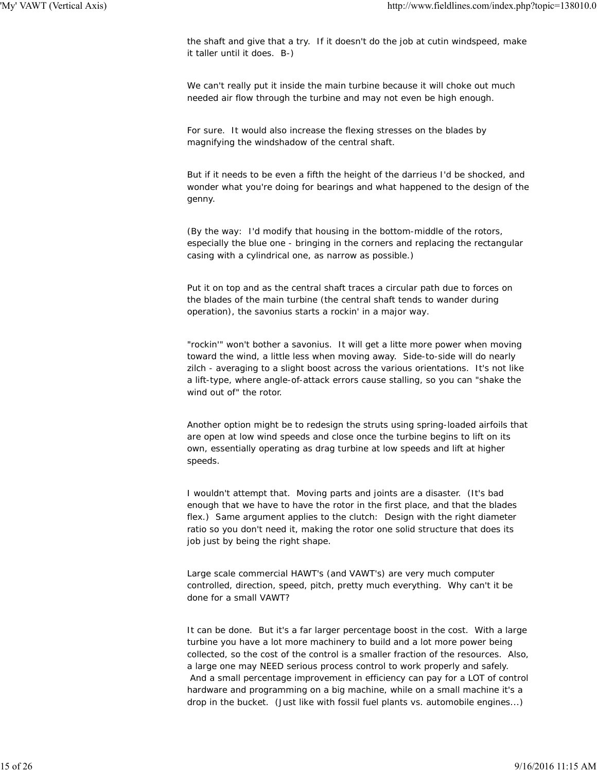the shaft and give that a try.  If it doesn't do the job at cutin windspeed, make it taller until it does.  B-)

We can't really put it inside the main turbine because it will choke out much needed air flow through the turbine and may not even be high enough.

For sure.  It would also increase the flexing stresses on the blades by magnifying the windshadow of the central shaft.

But if it needs to be even a fifth the height of the darrieus I'd be shocked, and wonder what you're doing for bearings and what happened to the design of the genny.

(By the way:  I'd modify that housing in the bottom-middle of the rotors, especially the blue one - bringing in the corners and replacing the rectangular casing with a cylindrical one, as narrow as possible.)

Put it on top and as the central shaft traces a circular path due to forces on the blades of the main turbine (the central shaft tends to wander during operation), the savonius starts a rockin' in a major way.

"rockin'" won't bother a savonius.  It will get a litte more power when moving toward the wind, a little less when moving away.  Side-to-side will do nearly zilch - averaging to a slight boost across the various orientations.  It's not like a lift-type, where angle-of-attack errors cause stalling, so you can "shake the wind out of" the rotor.

Another option might be to redesign the struts using spring-loaded airfoils that are open at low wind speeds and close once the turbine begins to lift on its own, essentially operating as drag turbine at low speeds and lift at higher speeds.

I wouldn't attempt that.  Moving parts and joints are a disaster.  (It's bad enough that we have to have the rotor in the first place, and that the blades flex.)  Same argument applies to the clutch:  Design with the right diameter ratio so you don't need it, making the rotor one solid structure that does its job just by being the right shape.

Large scale commercial HAWT's (and VAWT's) are very much computer controlled, direction, speed, pitch, pretty much everything.  Why can't it be done for a small VAWT?

It can be done.  But it's a far larger percentage boost in the cost.  With a large turbine you have a lot more machinery to build and a lot more power being collected, so the cost of the control is a smaller fraction of the resources.  Also, a large one may NEED serious process control to work properly and safely.  And a small percentage improvement in efficiency can pay for a LOT of control hardware and programming on a big machine, while on a small machine it's a drop in the bucket.  (Just like with fossil fuel plants vs. automobile engines...)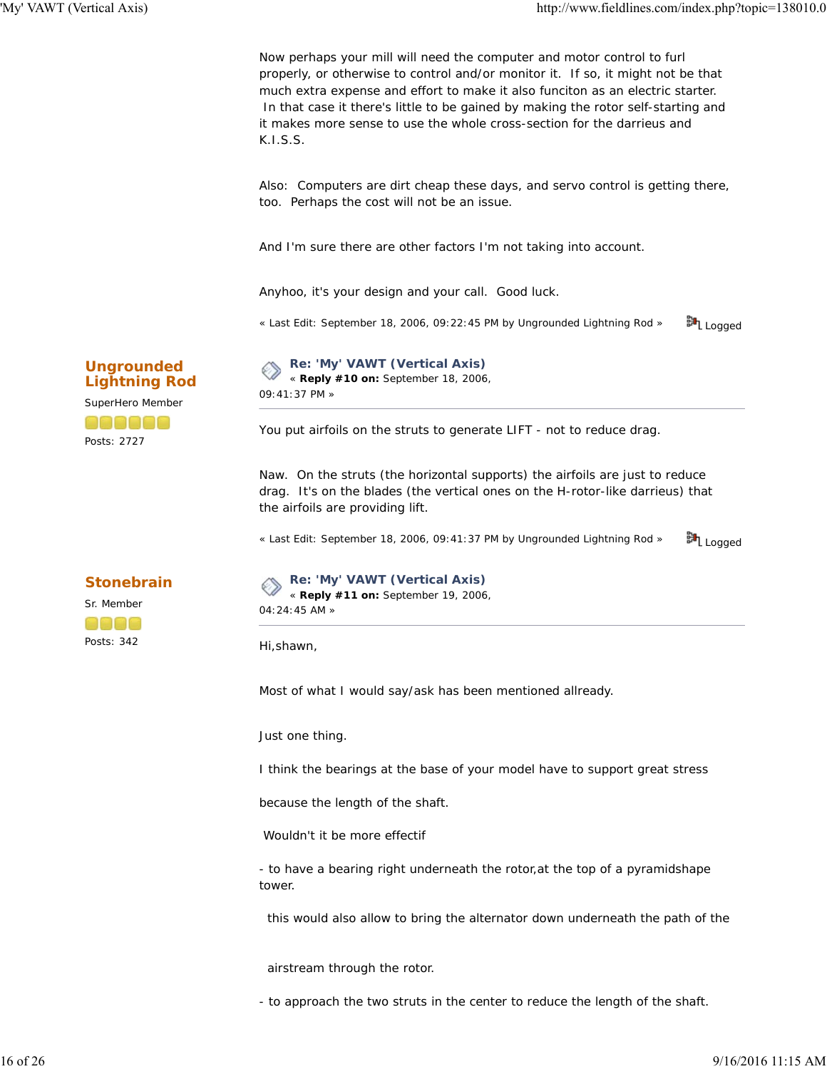Now perhaps your mill will need the computer and motor control to furl properly, or otherwise to control and/or monitor it. If so, it might not be that much extra expense and effort to make it also funciton as an electric starter. In that case it there's little to be gained by making the rotor self-starting and it makes more sense to use the whole cross-section for the darrieus and K.I.S.S.

Also: Computers are dirt cheap these days, and servo control is getting there, too. Perhaps the cost will not be an issue.

And I'm sure there are other factors I'm not taking into account.

Anyhoo, it's your design and your call. Good luck.

« Last Edit: September 18, 2006, 09:22:45 PM by Ungrounded Lightning Rod » Logged

---

**Ungrounded Lightning Rod**
SuperHero Member
Posts: 2727

### Re: 'My' VAWT (Vertical Axis)
« **Reply #10 on:** September 18, 2006, 09:41:37 PM »

You put airfoils on the struts to generate LIFT - not to reduce drag.

Naw. On the struts (the horizontal supports) the airfoils are just to reduce drag. It's on the blades (the vertical ones on the H-rotor-like darrieus) that the airfoils are providing lift.

« Last Edit: September 18, 2006, 09:41:37 PM by Ungrounded Lightning Rod » Logged

---

**Stonebrain**
Sr. Member
Posts: 342

### Re: 'My' VAWT (Vertical Axis)
« **Reply #11 on:** September 19, 2006, 04:24:45 AM »

Hi,shawn,

Most of what I would say/ask has been mentioned allready.

Just one thing.

I think the bearings at the base of your model have to support great stress

because the length of the shaft.

Wouldn't it be more effectif

- to have a bearing right underneath the rotor,at the top of a pyramidshape tower.

this would also allow to bring the alternator down underneath the path of the

airstream through the rotor.

- to approach the two struts in the center to reduce the length of the shaft.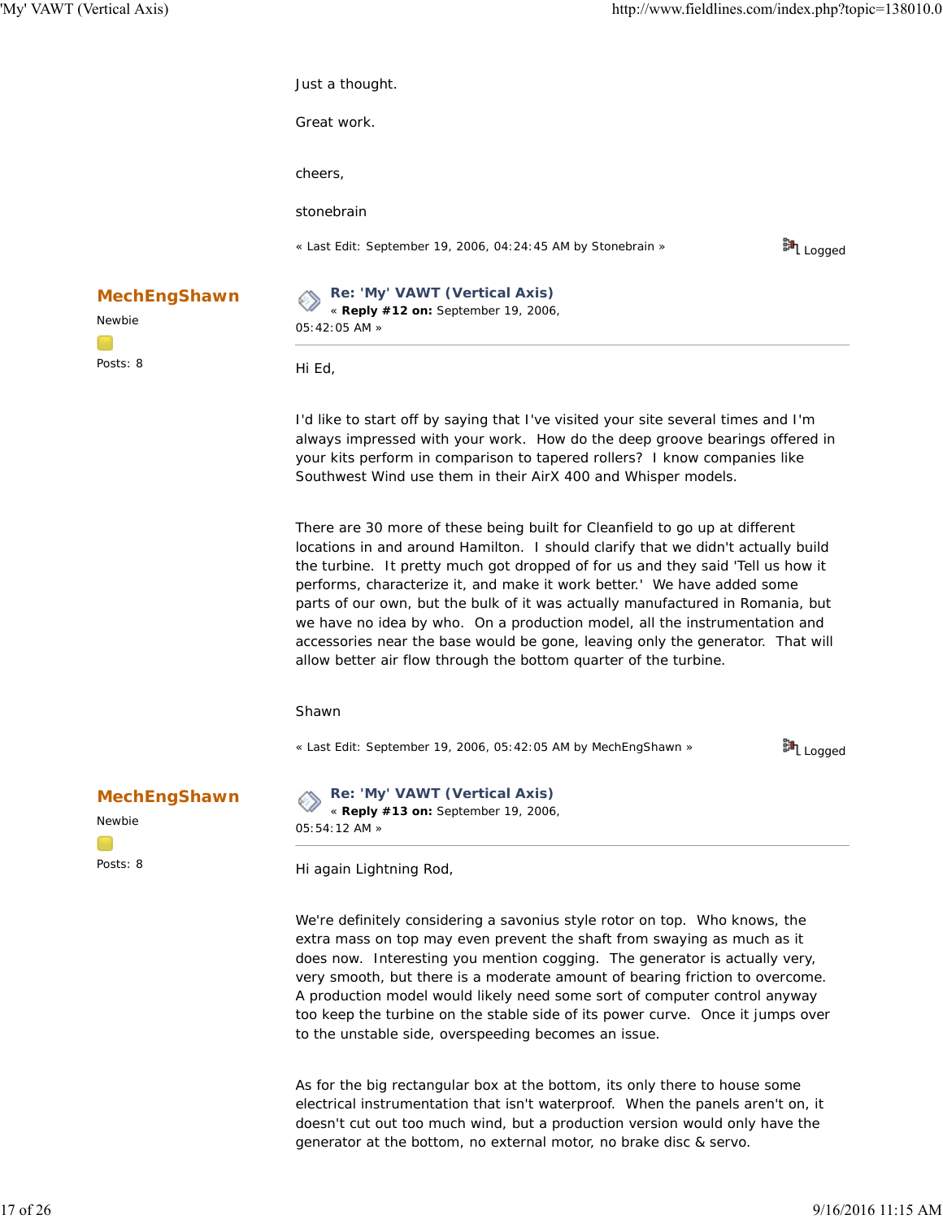Just a thought.

Great work.

cheers,

stonebrain

« Last Edit: September 19, 2006, 04:24:45 AM by Stonebrain » Logged

**MechEngShawn**

Newbie

Posts: 8

### Re: 'My' VAWT (Vertical Axis)

« **Reply #12 on:** September 19, 2006, 05:42:05 AM »

Hi Ed,

I'd like to start off by saying that I've visited your site several times and I'm always impressed with your work. How do the deep groove bearings offered in your kits perform in comparison to tapered rollers? I know companies like Southwest Wind use them in their AirX 400 and Whisper models.

There are 30 more of these being built for Cleanfield to go up at different locations in and around Hamilton. I should clarify that we didn't actually build the turbine. It pretty much got dropped of for us and they said 'Tell us how it performs, characterize it, and make it work better.' We have added some parts of our own, but the bulk of it was actually manufactured in Romania, but we have no idea by who. On a production model, all the instrumentation and accessories near the base would be gone, leaving only the generator. That will allow better air flow through the bottom quarter of the turbine.

Shawn

« Last Edit: September 19, 2006, 05:42:05 AM by MechEngShawn » Logged

**MechEngShawn**

Newbie

Posts: 8

### Re: 'My' VAWT (Vertical Axis)

« **Reply #13 on:** September 19, 2006, 05:54:12 AM »

Hi again Lightning Rod,

We're definitely considering a savonius style rotor on top. Who knows, the extra mass on top may even prevent the shaft from swaying as much as it does now. Interesting you mention cogging. The generator is actually very, very smooth, but there is a moderate amount of bearing friction to overcome. A production model would likely need some sort of computer control anyway too keep the turbine on the stable side of its power curve. Once it jumps over to the unstable side, overspeeding becomes an issue.

As for the big rectangular box at the bottom, its only there to house some electrical instrumentation that isn't waterproof. When the panels aren't on, it doesn't cut out too much wind, but a production version would only have the generator at the bottom, no external motor, no brake disc & servo.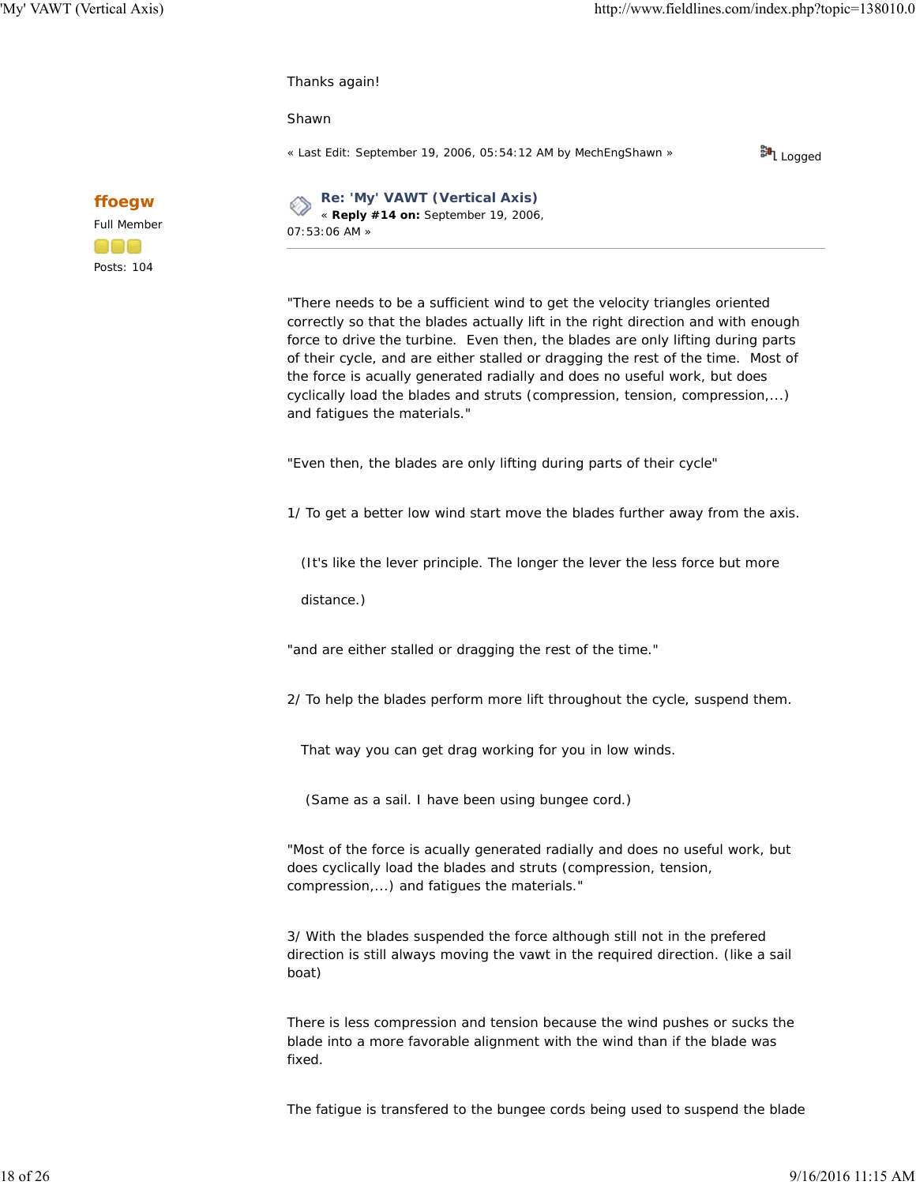Thanks again!

Shawn

« Last Edit: September 19, 2006, 05:54:12 AM by MechEngShawn » Logged

**ffoegw**
Full Member

Posts: 104

### Re: 'My' VAWT (Vertical Axis)

« **Reply #14 on:** September 19, 2006, 07:53:06 AM »

---

"There needs to be a sufficient wind to get the velocity triangles oriented correctly so that the blades actually lift in the right direction and with enough force to drive the turbine. Even then, the blades are only lifting during parts of their cycle, and are either stalled or dragging the rest of the time. Most of the force is acually generated radially and does no useful work, but does cyclically load the blades and struts (compression, tension, compression,...) and fatigues the materials."

"Even then, the blades are only lifting during parts of their cycle"

1/ To get a better low wind start move the blades further away from the axis.

(It's like the lever principle. The longer the lever the less force but more

distance.)

"and are either stalled or dragging the rest of the time."

2/ To help the blades perform more lift throughout the cycle, suspend them.

That way you can get drag working for you in low winds.

(Same as a sail. I have been using bungee cord.)

"Most of the force is acually generated radially and does no useful work, but does cyclically load the blades and struts (compression, tension, compression,...) and fatigues the materials."

3/ With the blades suspended the force although still not in the prefered direction is still always moving the vawt in the required direction. (like a sail boat)

There is less compression and tension because the wind pushes or sucks the blade into a more favorable alignment with the wind than if the blade was fixed.

The fatigue is transfered to the bungee cords being used to suspend the blade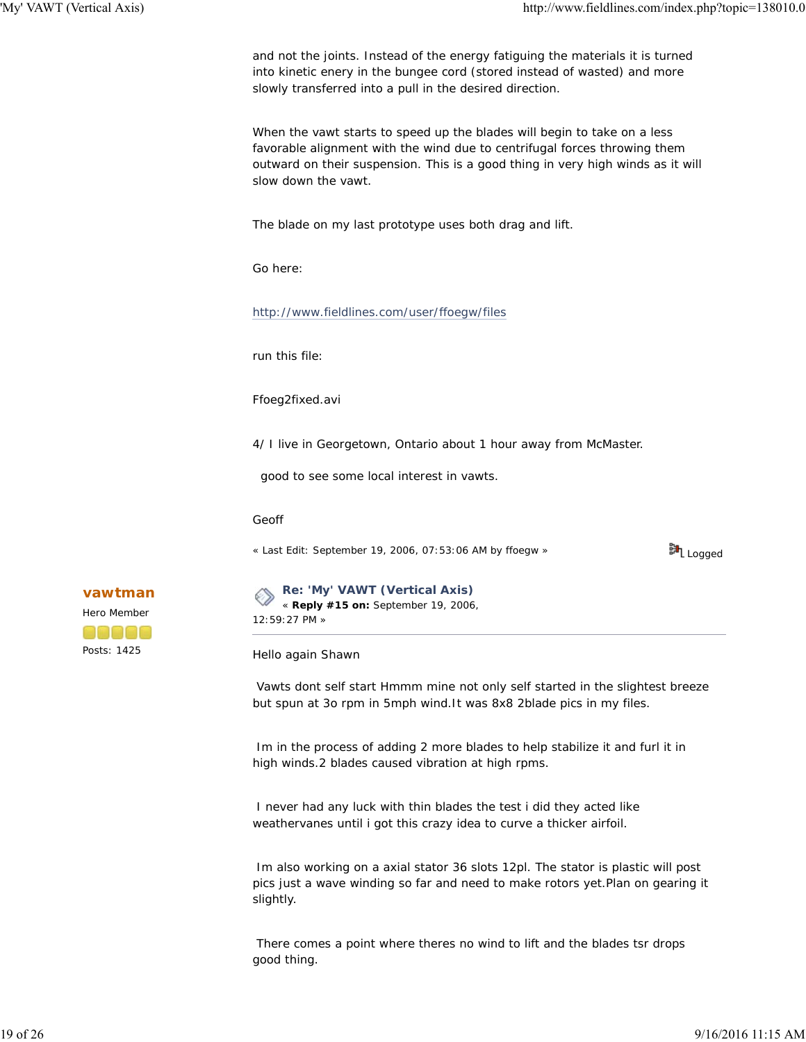and not the joints. Instead of the energy fatiguing the materials it is turned into kinetic enery in the bungee cord (stored instead of wasted) and more slowly transferred into a pull in the desired direction.

When the vawt starts to speed up the blades will begin to take on a less favorable alignment with the wind due to centrifugal forces throwing them outward on their suspension. This is a good thing in very high winds as it will slow down the vawt.

The blade on my last prototype uses both drag and lift.

Go here:

http://www.fieldlines.com/user/ffoegw/files

run this file:

Ffoeg2fixed.avi

4/ I live in Georgetown, Ontario about 1 hour away from McMaster.

good to see some local interest in vawts.

Geoff

« Last Edit: September 19, 2006, 07:53:06 AM by ffoegw »

Logged

**vawtman**

Hero Member

Posts: 1425

## Re: 'My' VAWT (Vertical Axis)

« **Reply #15 on:** September 19, 2006, 12:59:27 PM »

Hello again Shawn

Vawts dont self start Hmmm mine not only self started in the slightest breeze but spun at 3o rpm in 5mph wind.It was 8x8 2blade pics in my files.

Im in the process of adding 2 more blades to help stabilize it and furl it in high winds.2 blades caused vibration at high rpms.

I never had any luck with thin blades the test i did they acted like weathervanes until i got this crazy idea to curve a thicker airfoil.

Im also working on a axial stator 36 slots 12pl. The stator is plastic will post pics just a wave winding so far and need to make rotors yet.Plan on gearing it slightly.

There comes a point where theres no wind to lift and the blades tsr drops good thing.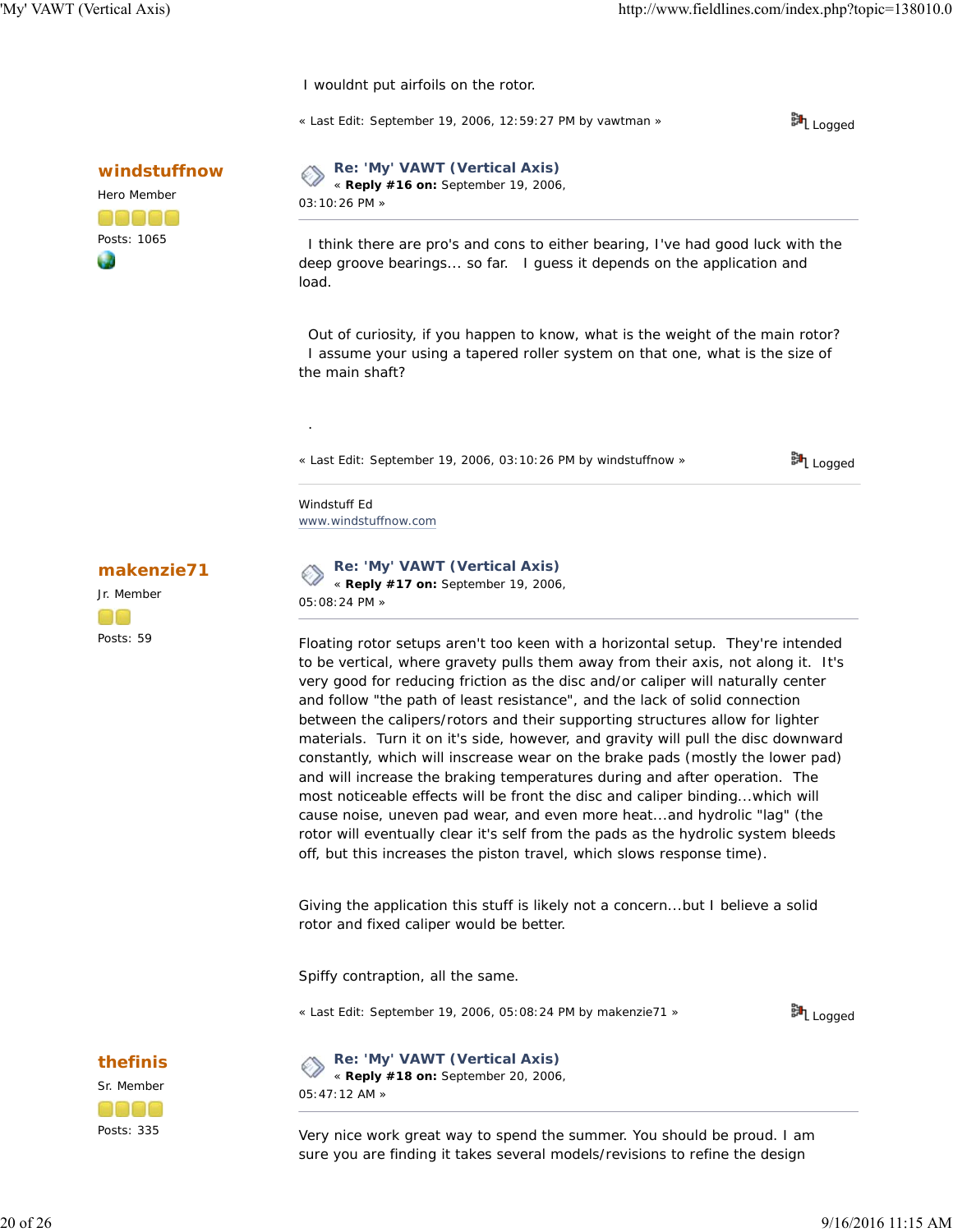I wouldnt put airfoils on the rotor.

« Last Edit: September 19, 2006, 12:59:27 PM by vawtman » Logged

**windstuffnow**
Hero Member
Posts: 1065

### Re: 'My' VAWT (Vertical Axis)
« **Reply #16 on:** September 19, 2006, 03:10:26 PM »

I think there are pro's and cons to either bearing, I've had good luck with the deep groove bearings... so far. I guess it depends on the application and load.

Out of curiosity, if you happen to know, what is the weight of the main rotor? I assume your using a tapered roller system on that one, what is the size of the main shaft?

.

« Last Edit: September 19, 2006, 03:10:26 PM by windstuffnow » Logged

Windstuff Ed
www.windstuffnow.com

**makenzie71**
Jr. Member
Posts: 59

### Re: 'My' VAWT (Vertical Axis)
« **Reply #17 on:** September 19, 2006, 05:08:24 PM »

Floating rotor setups aren't too keen with a horizontal setup. They're intended to be vertical, where gravety pulls them away from their axis, not along it. It's very good for reducing friction as the disc and/or caliper will naturally center and follow "the path of least resistance", and the lack of solid connection between the calipers/rotors and their supporting structures allow for lighter materials. Turn it on it's side, however, and gravity will pull the disc downward constantly, which will inscrease wear on the brake pads (mostly the lower pad) and will increase the braking temperatures during and after operation. The most noticeable effects will be front the disc and caliper binding...which will cause noise, uneven pad wear, and even more heat...and hydrolic "lag" (the rotor will eventually clear it's self from the pads as the hydrolic system bleeds off, but this increases the piston travel, which slows response time).

Giving the application this stuff is likely not a concern...but I believe a solid rotor and fixed caliper would be better.

Spiffy contraption, all the same.

« Last Edit: September 19, 2006, 05:08:24 PM by makenzie71 » Logged

**thefinis**
Sr. Member
Posts: 335

### Re: 'My' VAWT (Vertical Axis)
« **Reply #18 on:** September 20, 2006, 05:47:12 AM »

Very nice work great way to spend the summer. You should be proud. I am sure you are finding it takes several models/revisions to refine the design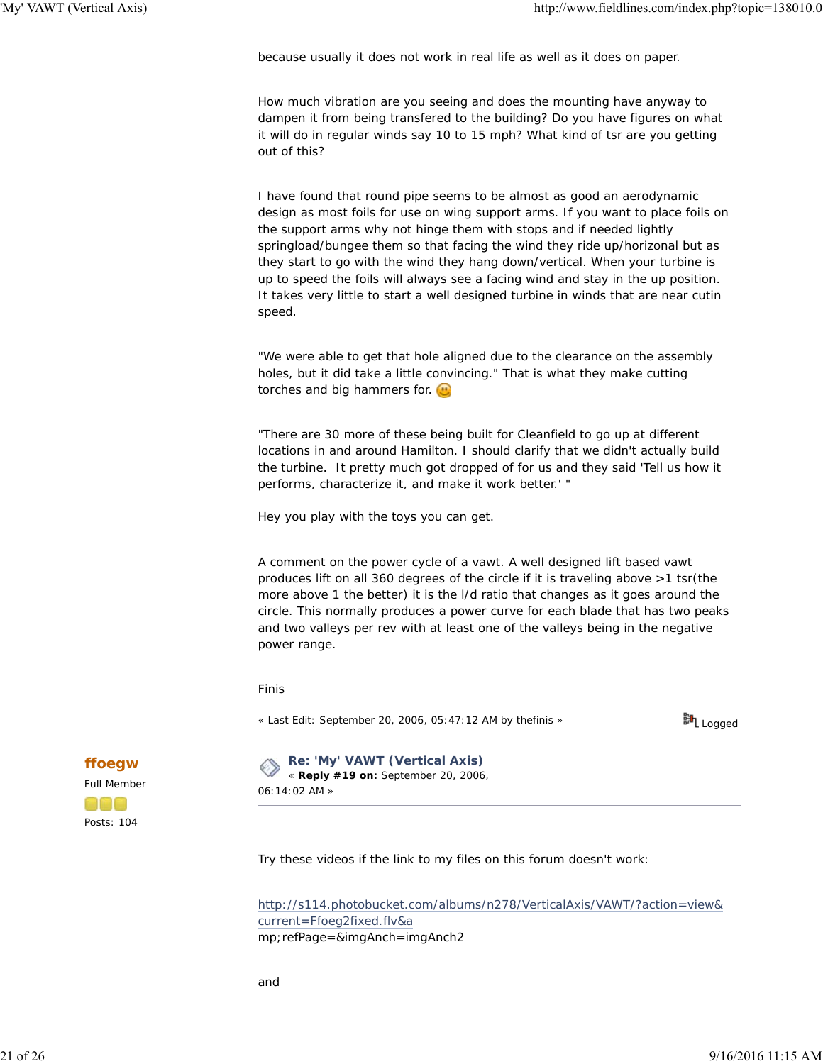because usually it does not work in real life as well as it does on paper.

How much vibration are you seeing and does the mounting have anyway to dampen it from being transfered to the building? Do you have figures on what it will do in regular winds say 10 to 15 mph? What kind of tsr are you getting out of this?

I have found that round pipe seems to be almost as good an aerodynamic design as most foils for use on wing support arms. If you want to place foils on the support arms why not hinge them with stops and if needed lightly springload/bungee them so that facing the wind they ride up/horizonal but as they start to go with the wind they hang down/vertical. When your turbine is up to speed the foils will always see a facing wind and stay in the up position. It takes very little to start a well designed turbine in winds that are near cutin speed.

"We were able to get that hole aligned due to the clearance on the assembly holes, but it did take a little convincing." That is what they make cutting torches and big hammers for. :)

"There are 30 more of these being built for Cleanfield to go up at different locations in and around Hamilton. I should clarify that we didn't actually build the turbine. It pretty much got dropped of for us and they said 'Tell us how it performs, characterize it, and make it work better.' "

Hey you play with the toys you can get.

A comment on the power cycle of a vawt. A well designed lift based vawt produces lift on all 360 degrees of the circle if it is traveling above >1 tsr(the more above 1 the better) it is the l/d ratio that changes as it goes around the circle. This normally produces a power curve for each blade that has two peaks and two valleys per rev with at least one of the valleys being in the negative power range.

Finis

« Last Edit: September 20, 2006, 05:47:12 AM by thefinis » Logged

**ffoegw**
Full Member
Posts: 104

### Re: 'My' VAWT (Vertical Axis)
« **Reply #19 on:** September 20, 2006, 06:14:02 AM »

Try these videos if the link to my files on this forum doesn't work:

http://s114.photobucket.com/albums/n278/VerticalAxis/VAWT/?action=view&current=Ffoeg2fixed.flv&a
mp;refPage=&imgAnch=imgAnch2

and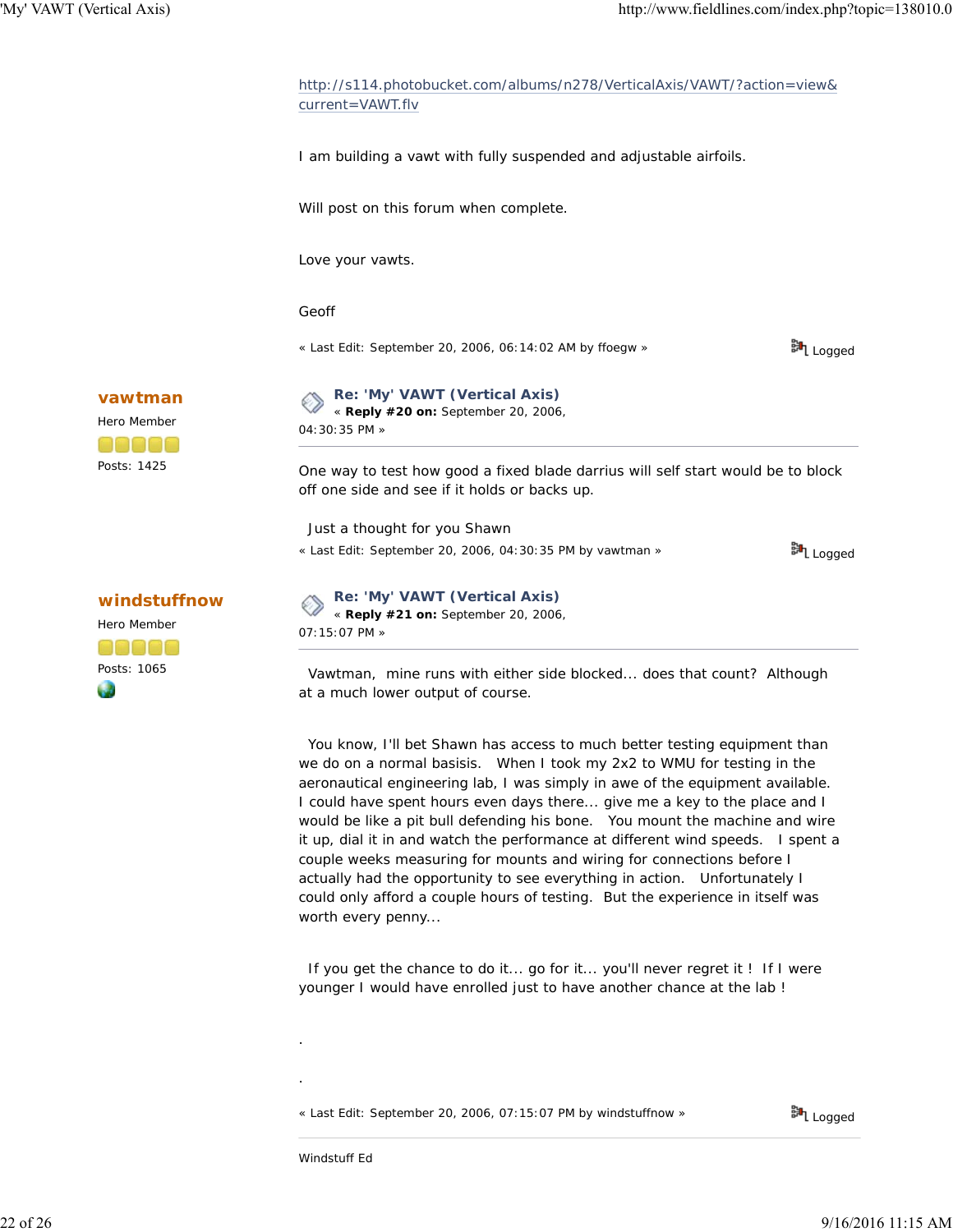http://s114.photobucket.com/albums/n278/VerticalAxis/VAWT/?action=view&current=VAWT.flv

I am building a vawt with fully suspended and adjustable airfoils.

Will post on this forum when complete.

Love your vawts.

Geoff

« Last Edit: September 20, 2006, 06:14:02 AM by ffoegw » Logged

**vawtman**
Hero Member
Posts: 1425

**Re: 'My' VAWT (Vertical Axis)**
« **Reply #20 on:** September 20, 2006, 04:30:35 PM »

One way to test how good a fixed blade darrius will self start would be to block off one side and see if it holds or backs up.

Just a thought for you Shawn

« Last Edit: September 20, 2006, 04:30:35 PM by vawtman » Logged

**windstuffnow**
Hero Member
Posts: 1065

**Re: 'My' VAWT (Vertical Axis)**
« **Reply #21 on:** September 20, 2006, 07:15:07 PM »

Vawtman, mine runs with either side blocked... does that count? Although at a much lower output of course.

You know, I'll bet Shawn has access to much better testing equipment than we do on a normal basisis. When I took my 2x2 to WMU for testing in the aeronautical engineering lab, I was simply in awe of the equipment available. I could have spent hours even days there... give me a key to the place and I would be like a pit bull defending his bone. You mount the machine and wire it up, dial it in and watch the performance at different wind speeds. I spent a couple weeks measuring for mounts and wiring for connections before I actually had the opportunity to see everything in action. Unfortunately I could only afford a couple hours of testing. But the experience in itself was worth every penny...

If you get the chance to do it... go for it... you'll never regret it ! If I were younger I would have enrolled just to have another chance at the lab !

.

.

« Last Edit: September 20, 2006, 07:15:07 PM by windstuffnow » Logged

Windstuff Ed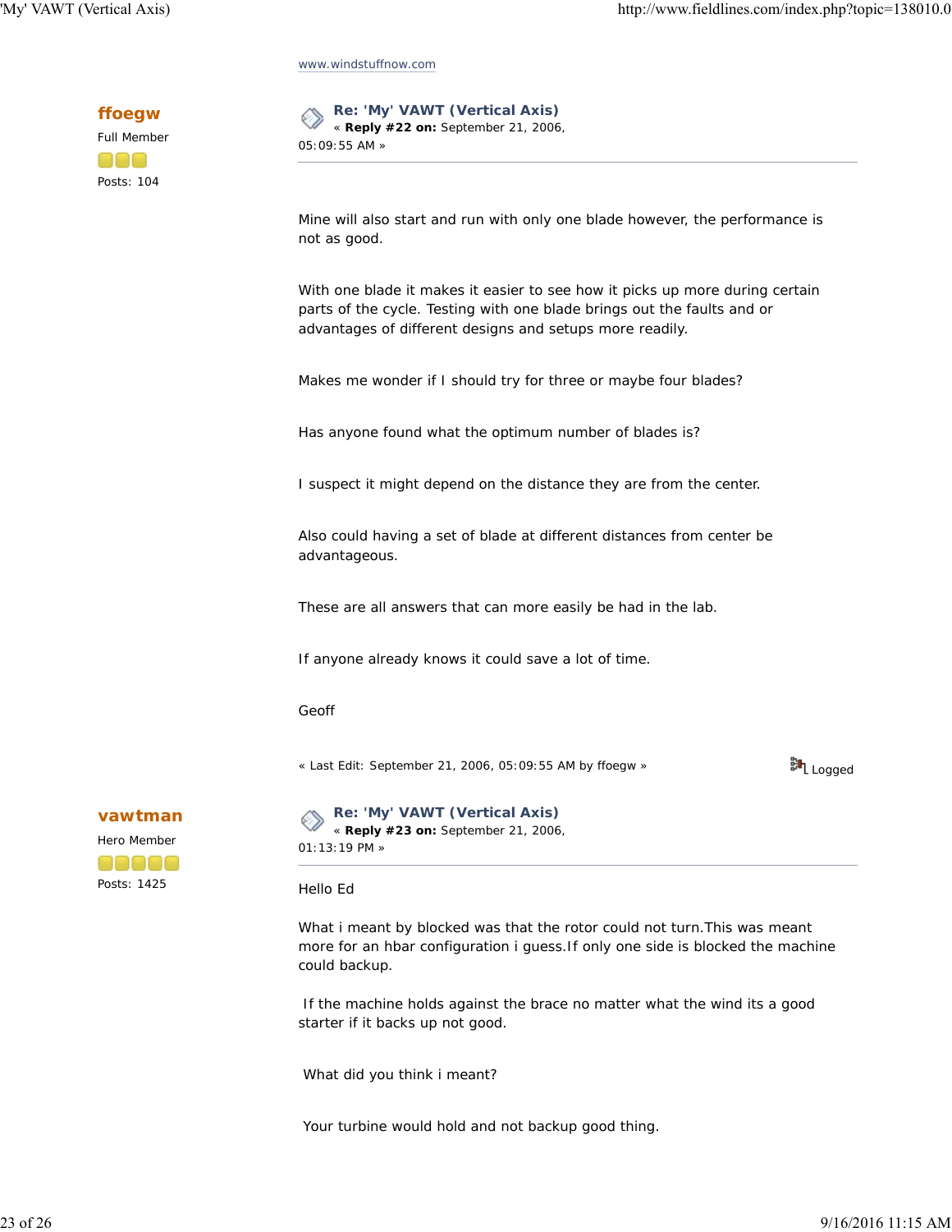www.windstuffnow.com

**ffoegw**

Full Member

Posts: 104

### Re: 'My' VAWT (Vertical Axis)

« **Reply #22 on:** September 21, 2006, 05:09:55 AM »

Mine will also start and run with only one blade however, the performance is not as good.

With one blade it makes it easier to see how it picks up more during certain parts of the cycle. Testing with one blade brings out the faults and or advantages of different designs and setups more readily.

Makes me wonder if I should try for three or maybe four blades?

Has anyone found what the optimum number of blades is?

I suspect it might depend on the distance they are from the center.

Also could having a set of blade at different distances from center be advantageous.

These are all answers that can more easily be had in the lab.

If anyone already knows it could save a lot of time.

Geoff

« Last Edit: September 21, 2006, 05:09:55 AM by ffoegw »

Logged

**vawtman**

Hero Member

Posts: 1425

### Re: 'My' VAWT (Vertical Axis)

« **Reply #23 on:** September 21, 2006, 01:13:19 PM »

Hello Ed

What i meant by blocked was that the rotor could not turn.This was meant more for an hbar configuration i guess.If only one side is blocked the machine could backup.

If the machine holds against the brace no matter what the wind its a good starter if it backs up not good.

What did you think i meant?

Your turbine would hold and not backup good thing.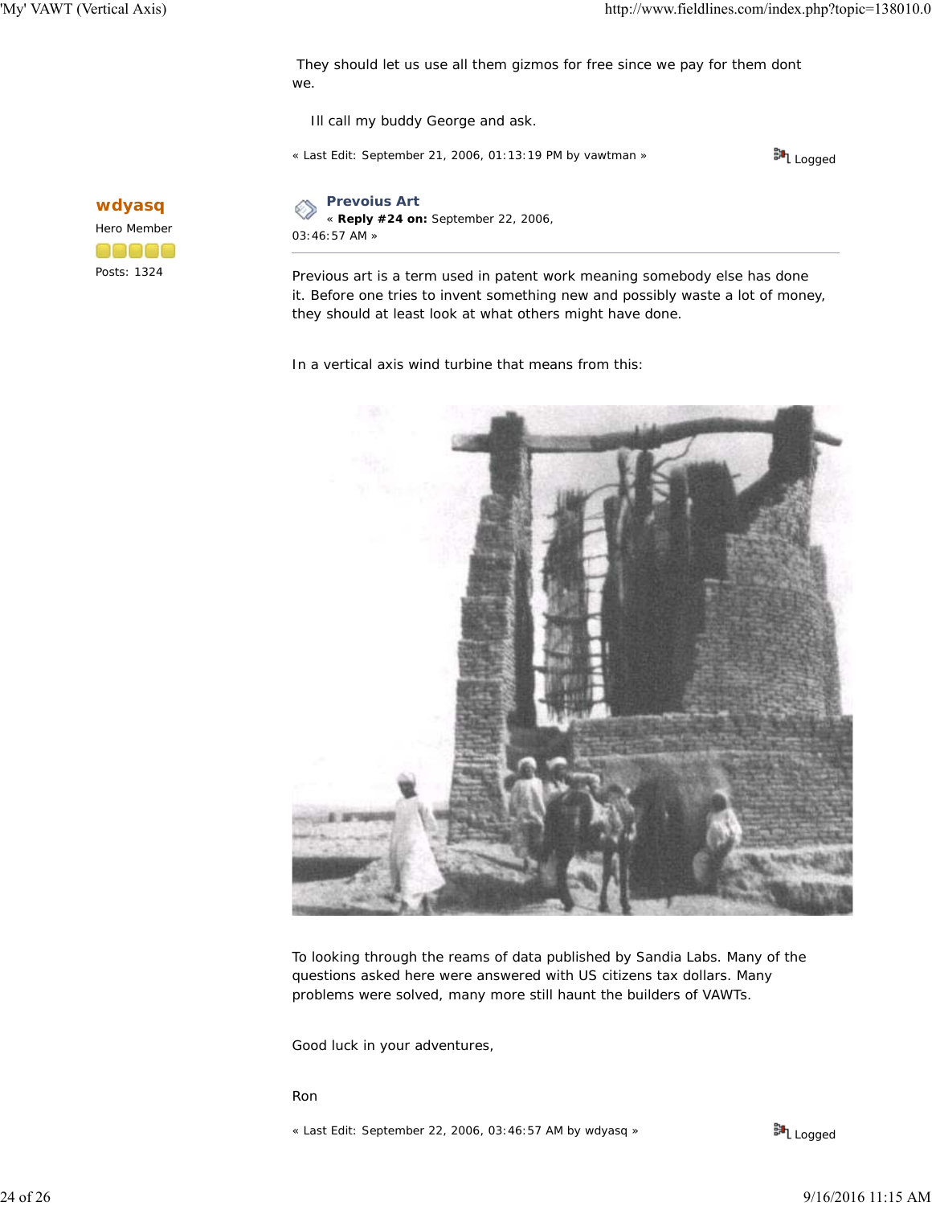They should let us use all them gizmos for free since we pay for them dont we.

Ill call my buddy George and ask.

« Last Edit: September 21, 2006, 01:13:19 PM by vawtman »

Logged

**wdyasq**
Hero Member

Posts: 1324

### Prevoius Art

« **Reply #24 on:** September 22, 2006, 03:46:57 AM »

Previous art is a term used in patent work meaning somebody else has done it. Before one tries to invent something new and possibly waste a lot of money, they should at least look at what others might have done.

In a vertical axis wind turbine that means from this:

To looking through the reams of data published by Sandia Labs. Many of the questions asked here were answered with US citizens tax dollars. Many problems were solved, many more still haunt the builders of VAWTs.

Good luck in your adventures,

Ron

« Last Edit: September 22, 2006, 03:46:57 AM by wdyasq »

Logged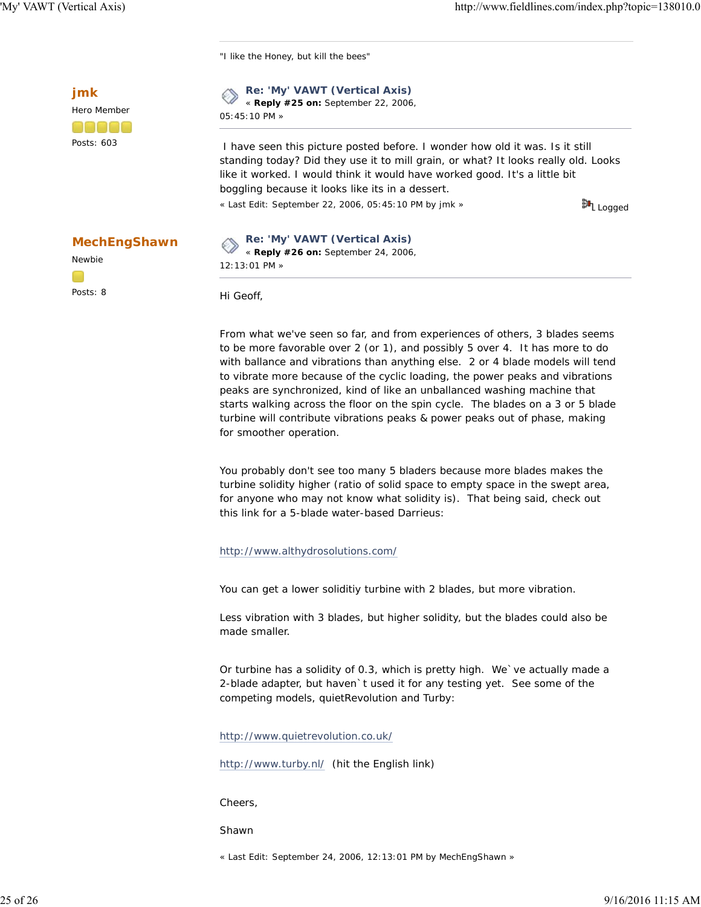"I like the Honey, but kill the bees"

**jmk**
Hero Member
Posts: 603

### Re: 'My' VAWT (Vertical Axis)

« **Reply #25 on:** September 22, 2006, 05:45:10 PM »

I have seen this picture posted before. I wonder how old it was. Is it still standing today? Did they use it to mill grain, or what? It looks really old. Looks like it worked. I would think it would have worked good. It's a little bit boggling because it looks like its in a dessert.

« Last Edit: September 22, 2006, 05:45:10 PM by jmk »

Logged

**MechEngShawn**
Newbie
Posts: 8

### Re: 'My' VAWT (Vertical Axis)

« **Reply #26 on:** September 24, 2006, 12:13:01 PM »

Hi Geoff,

From what we've seen so far, and from experiences of others, 3 blades seems to be more favorable over 2 (or 1), and possibly 5 over 4. It has more to do with ballance and vibrations than anything else. 2 or 4 blade models will tend to vibrate more because of the cyclic loading, the power peaks and vibrations peaks are synchronized, kind of like an unballanced washing machine that starts walking across the floor on the spin cycle. The blades on a 3 or 5 blade turbine will contribute vibrations peaks & power peaks out of phase, making for smoother operation.

You probably don't see too many 5 bladers because more blades makes the turbine solidity higher (ratio of solid space to empty space in the swept area, for anyone who may not know what solidity is). That being said, check out this link for a 5-blade water-based Darrieus:

http://www.althydrosolutions.com/

You can get a lower soliditiy turbine with 2 blades, but more vibration.

Less vibration with 3 blades, but higher solidity, but the blades could also be made smaller.

Or turbine has a solidity of 0.3, which is pretty high. We`ve actually made a 2-blade adapter, but haven`t used it for any testing yet. See some of the competing models, quietRevolution and Turby:

http://www.quietrevolution.co.uk/

http://www.turby.nl/ (hit the English link)

Cheers,

Shawn

« Last Edit: September 24, 2006, 12:13:01 PM by MechEngShawn »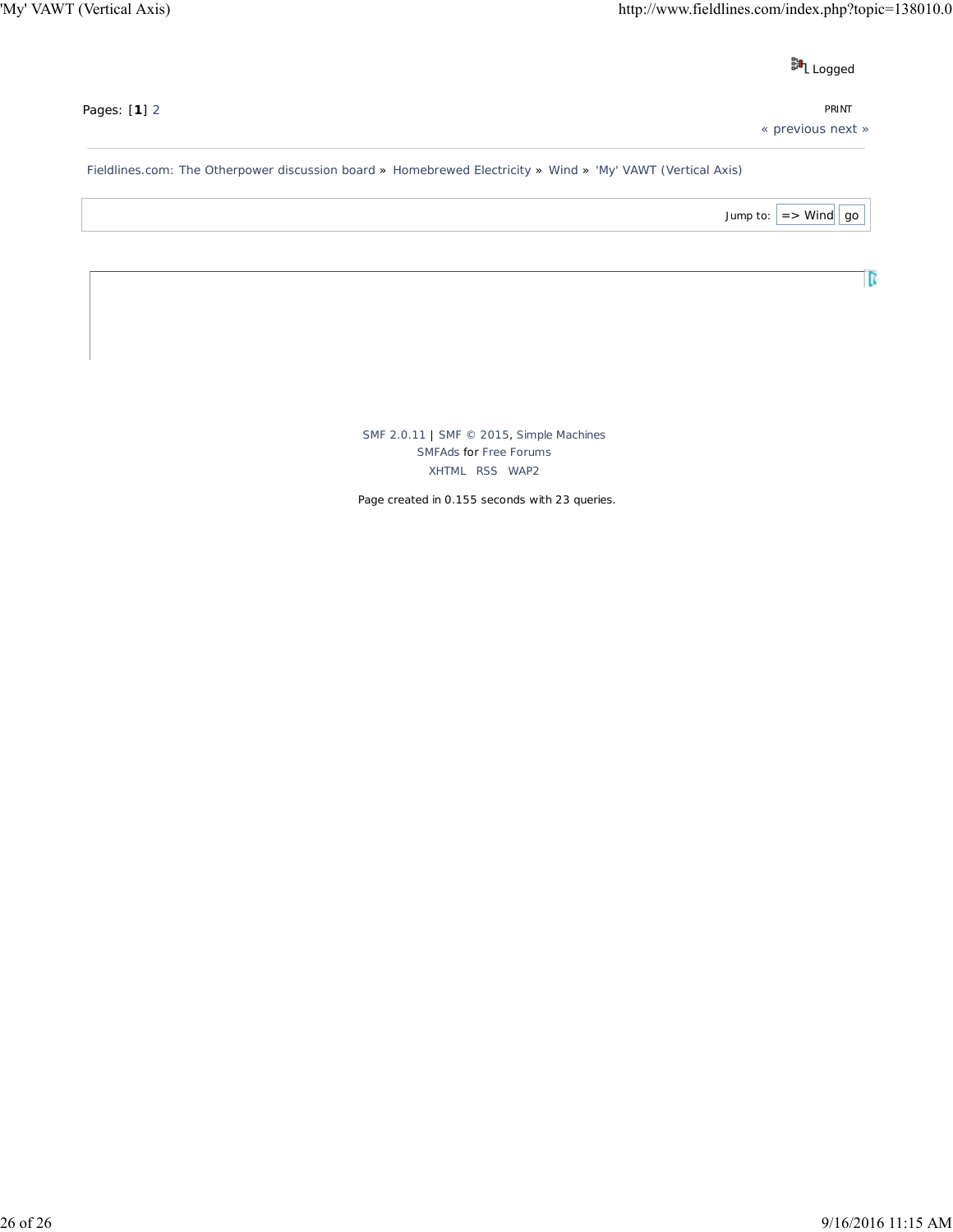Logged

Pages: [1] 2

PRINT

« previous next »

Fieldlines.com: The Otherpower discussion board » Homebrewed Electricity » Wind » 'My' VAWT (Vertical Axis)

Jump to: => Wind go

SMF 2.0.11 | SMF © 2015, Simple Machines
SMFAds for Free Forums
XHTML RSS WAP2

Page created in 0.155 seconds with 23 queries.